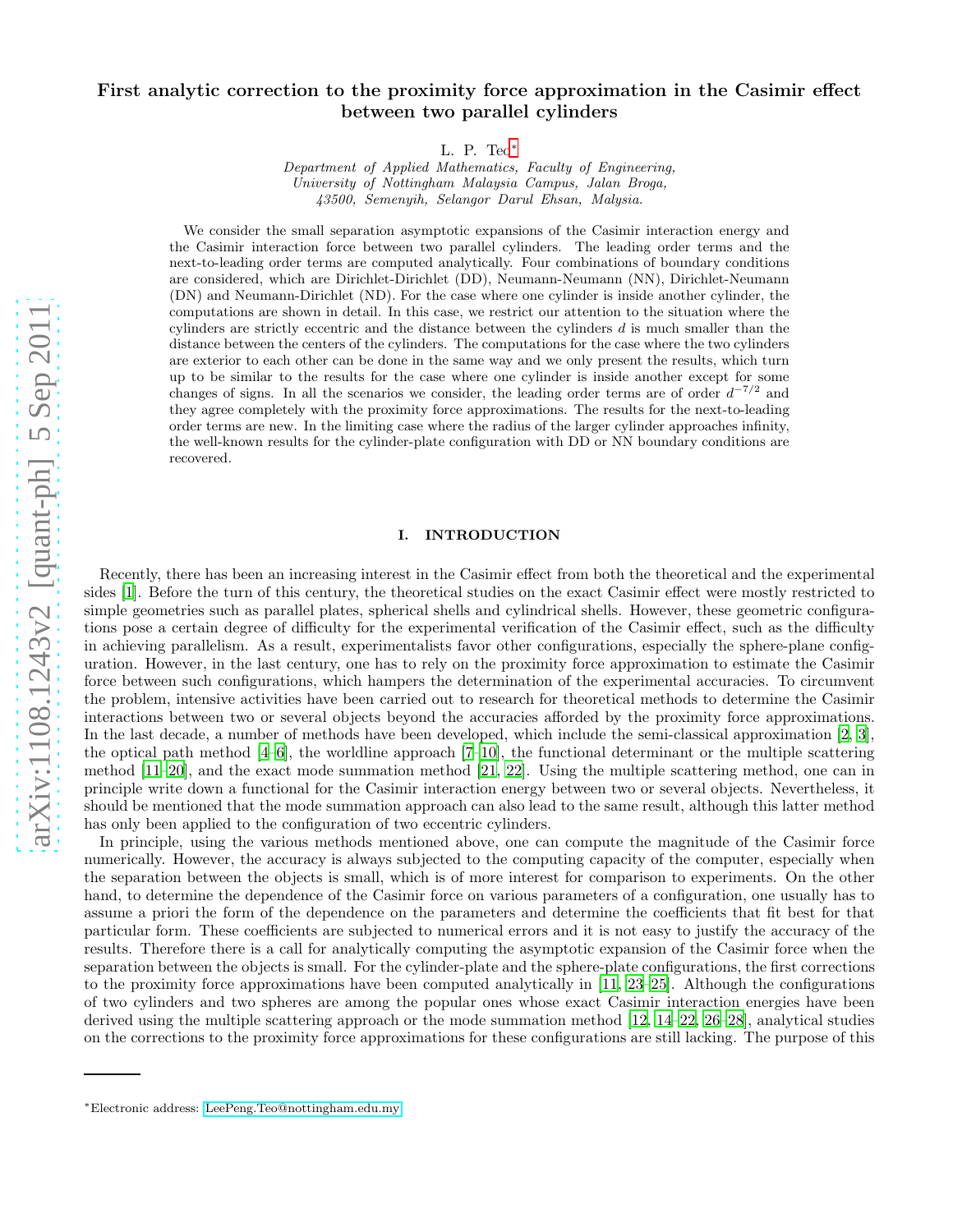# First analytic correction to the proximity force approximation in the Casimir effect between two parallel cylinders

L. P. Teo*

*Department of Applied Mathematics, Faculty of Engineering, University of Nottingham Malaysia Campus, Jalan Broga, 43500, Semenyih, Selangor Darul Ehsan, Malysia.*

We consider the small separation asymptotic expansions of the Casimir interaction energy and the Casimir interaction force between two parallel cylinders. The leading order terms and the next-to-leading order terms are computed analytically. Four combinations of boundary conditions are considered, which are Dirichlet-Dirichlet (DD), Neumann-Neumann (NN), Dirichlet-Neumann (DN) and Neumann-Dirichlet (ND). For the case where one cylinder is inside another cylinder, the computations are shown in detail. In this case, we restrict our attention to the situation where the cylinders are strictly eccentric and the distance between the cylinders $d$ is much smaller than the distance between the centers of the cylinders. The computations for the case where the two cylinders are exterior to each other can be done in the same way and we only present the results, which turn up to be similar to the results for the case where one cylinder is inside another except for some changes of signs. In all the scenarios we consider, the leading order terms are of order $d^{-7/2}$ and they agree completely with the proximity force approximations. The results for the next-to-leading order terms are new. In the limiting case where the radius of the larger cylinder approaches infinity, the well-known results for the cylinder-plate configuration with DD or NN boundary conditions are recovered.

## I. INTRODUCTION

Recently, there has been an increasing interest in the Casimir effect from both the theoretical and the experimental sides [1]. Before the turn of this century, the theoretical studies on the exact Casimir effect were mostly restricted to simple geometries such as parallel plates, spherical shells and cylindrical shells. However, these geometric configurations pose a certain degree of difficulty for the experimental verification of the Casimir effect, such as the difficulty in achieving parallelism. As a result, experimentalists favor other configurations, especially the sphere-plane configuration. However, in the last century, one has to rely on the proximity force approximation to estimate the Casimir force between such configurations, which hampers the determination of the experimental accuracies. To circumvent the problem, intensive activities have been carried out to research for theoretical methods to determine the Casimir interactions between two or several objects beyond the accuracies afforded by the proximity force approximations. In the last decade, a number of methods have been developed, which include the semi-classical approximation [2, 3], the optical path method [4–6], the worldline approach [7–10], the functional determinant or the multiple scattering method [11–20], and the exact mode summation method [21, 22]. Using the multiple scattering method, one can in principle write down a functional for the Casimir interaction energy between two or several objects. Nevertheless, it should be mentioned that the mode summation approach can also lead to the same result, although this latter method has only been applied to the configuration of two eccentric cylinders.

In principle, using the various methods mentioned above, one can compute the magnitude of the Casimir force numerically. However, the accuracy is always subjected to the computing capacity of the computer, especially when the separation between the objects is small, which is of more interest for comparison to experiments. On the other hand, to determine the dependence of the Casimir force on various parameters of a configuration, one usually has to assume a priori the form of the dependence on the parameters and determine the coefficients that fit best for that particular form. These coefficients are subjected to numerical errors and it is not easy to justify the accuracy of the results. Therefore there is a call for analytically computing the asymptotic expansion of the Casimir force when the separation between the objects is small. For the cylinder-plate and the sphere-plate configurations, the first corrections to the proximity force approximations have been computed analytically in [11, 23–25]. Although the configurations of two cylinders and two spheres are among the popular ones whose exact Casimir interaction energies have been derived using the multiple scattering approach or the mode summation method [12, 14–22, 26–28], analytical studies on the corrections to the proximity force approximations for these configurations are still lacking. The purpose of this

*Electronic address: LeePeng.Teo@nottingham.edu.my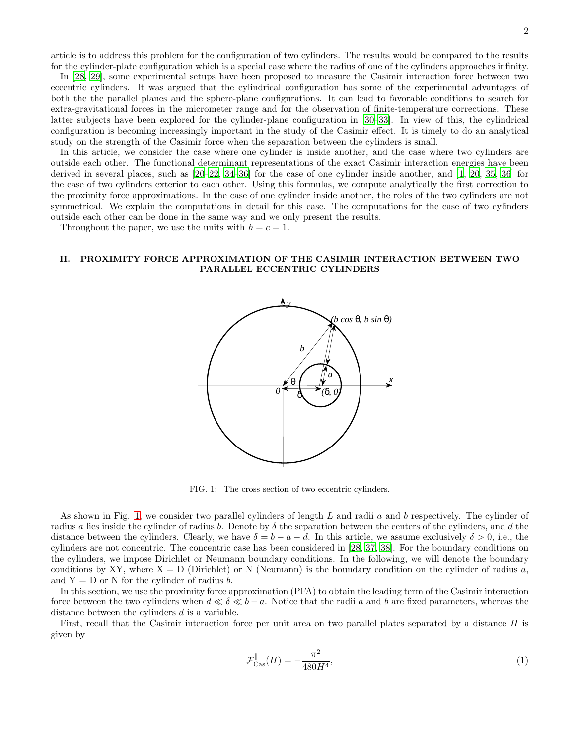article is to address this problem for the configuration of two cylinders. The results would be compared to the results for the cylinder-plate configuration which is a special case where the radius of one of the cylinders approaches infinity.

In [28, 29], some experimental setups have been proposed to measure the Casimir interaction force between two eccentric cylinders. It was argued that the cylindrical configuration has some of the experimental advantages of both the the parallel planes and the sphere-plane configurations. It can lead to favorable conditions to search for extra-gravitational forces in the micrometer range and for the observation of finite-temperature corrections. These latter subjects have been explored for the cylinder-plane configuration in [30–33]. In view of this, the cylindrical configuration is becoming increasingly important in the study of the Casimir effect. It is timely to do an analytical study on the strength of the Casimir force when the separation between the cylinders is small.

In this article, we consider the case where one cylinder is inside another, and the case where two cylinders are outside each other. The functional determinant representations of the exact Casimir interaction energies have been derived in several places, such as [20–22, 34–36] for the case of one cylinder inside another, and [1, 20, 35, 36] for the case of two cylinders exterior to each other. Using this formulas, we compute analytically the first correction to the proximity force approximations. In the case of one cylinder inside another, the roles of the two cylinders are not symmetrical. We explain the computations in detail for this case. The computations for the case of two cylinders outside each other can be done in the same way and we only present the results.

Throughout the paper, we use the units with $\hbar = c = 1$.

## II. PROXIMITY FORCE APPROXIMATION OF THE CASIMIR INTERACTION BETWEEN TWO PARALLEL ECCENTRIC CYLINDERS

FIG. 1: The cross section of two eccentric cylinders.

As shown in Fig. 1, we consider two parallel cylinders of length $L$ and radii $a$ and $b$ respectively. The cylinder of radius $a$ lies inside the cylinder of radius $b$. Denote by $\delta$ the separation between the centers of the cylinders, and $d$ the distance between the cylinders. Clearly, we have $\delta = b - a - d$. In this article, we assume exclusively $\delta > 0$, i.e., the cylinders are not concentric. The concentric case has been considered in [28, 37, 38]. For the boundary conditions on the cylinders, we impose Dirichlet or Neumann boundary conditions. In the following, we will denote the boundary conditions by XY, where X = D (Dirichlet) or N (Neumann) is the boundary condition on the cylinder of radius $a$, and Y = D or N for the cylinder of radius $b$.

In this section, we use the proximity force approximation (PFA) to obtain the leading term of the Casimir interaction force between the two cylinders when $d \ll \delta \ll b - a$. Notice that the radii $a$ and $b$ are fixed parameters, whereas the distance between the cylinders $d$ is a variable.

First, recall that the Casimir interaction force per unit area on two parallel plates separated by a distance $H$ is given by

$$\mathcal{F}^{\parallel}_{\text{Cas}}(H) = -\frac{\pi^2}{480H^4}, \tag{1}$$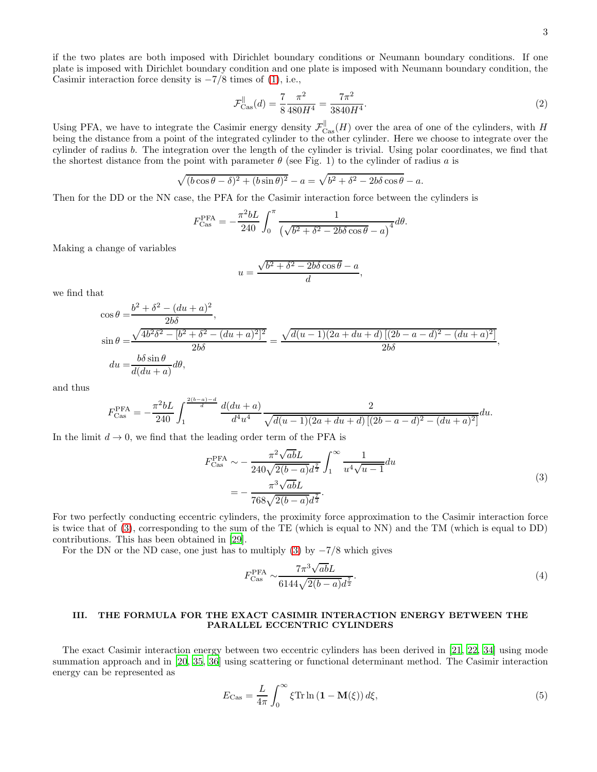if the two plates are both imposed with Dirichlet boundary conditions or Neumann boundary conditions. If one plate is imposed with Dirichlet boundary condition and one plate is imposed with Neumann boundary condition, the Casimir interaction force density is $-7/8$ times of (1), i.e.,

$$\mathcal{F}_{\text{Cas}}^{\parallel}(d) = \frac{7}{8}\frac{\pi^2}{480H^4} = \frac{7\pi^2}{3840H^4}. \tag{2}$$

Using PFA, we have to integrate the Casimir energy density $\mathcal{F}_{\text{Cas}}^{\parallel}(H)$ over the area of one of the cylinders, with $H$ being the distance from a point of the integrated cylinder to the other cylinder. Here we choose to integrate over the cylinder of radius $b$. The integration over the length of the cylinder is trivial. Using polar coordinates, we find that the shortest distance from the point with parameter $\theta$ (see Fig. 1) to the cylinder of radius $a$ is

$$\sqrt{(b\cos\theta - \delta)^2 + (b\sin\theta)^2} - a = \sqrt{b^2 + \delta^2 - 2b\delta\cos\theta} - a.$$

Then for the DD or the NN case, the PFA for the Casimir interaction force between the cylinders is

$$F_{\text{Cas}}^{\text{PFA}} = -\frac{\pi^2 bL}{240}\int_0^{\pi}\frac{1}{\left(\sqrt{b^2+\delta^2-2b\delta\cos\theta}-a\right)^4}d\theta.$$

Making a change of variables

$$u = \frac{\sqrt{b^2+\delta^2-2b\delta\cos\theta}-a}{d},$$

we find that

$$\begin{aligned}
\cos\theta =& \frac{b^2+\delta^2-(du+a)^2}{2b\delta},\\
\sin\theta =& \frac{\sqrt{4b^2\delta^2-[b^2+\delta^2-(du+a)^2]^2}}{2b\delta} = \frac{\sqrt{d(u-1)(2a+du+d)\left[(2b-a-d)^2-(du+a)^2\right]}}{2b\delta},\\
du =& \frac{b\delta\sin\theta}{d(du+a)}d\theta,
\end{aligned}$$

and thus

$$F_{\text{Cas}}^{\text{PFA}} = -\frac{\pi^2 bL}{240}\int_1^{\frac{2(b-a)-d}{d}}\frac{d(du+a)}{d^4u^4}\frac{2}{\sqrt{d(u-1)(2a+du+d)\left[(2b-a-d)^2-(du+a)^2\right]}}du.$$

In the limit $d\to 0$, we find that the leading order term of the PFA is

$$\begin{aligned}
F_{\text{Cas}}^{\text{PFA}} \sim& -\frac{\pi^2\sqrt{ab}L}{240\sqrt{2(b-a)}d^{\frac{7}{2}}}\int_1^{\infty}\frac{1}{u^4\sqrt{u-1}}du\\
=& -\frac{\pi^3\sqrt{ab}L}{768\sqrt{2(b-a)}d^{\frac{7}{2}}}.
\end{aligned} \tag{3}$$

For two perfectly conducting eccentric cylinders, the proximity force approximation to the Casimir interaction force is twice that of (3), corresponding to the sum of the TE (which is equal to NN) and the TM (which is equal to DD) contributions. This has been obtained in [29].

For the DN or the ND case, one just has to multiply (3) by $-7/8$ which gives

$$F_{\text{Cas}}^{\text{PFA}} \sim \frac{7\pi^3\sqrt{ab}L}{6144\sqrt{2(b-a)}d^{\frac{7}{2}}}. \tag{4}$$

## III. THE FORMULA FOR THE EXACT CASIMIR INTERACTION ENERGY BETWEEN THE PARALLEL ECCENTRIC CYLINDERS

The exact Casimir interaction energy between two eccentric cylinders has been derived in [21, 22, 34] using mode summation approach and in [20, 35, 36] using scattering or functional determinant method. The Casimir interaction energy can be represented as

$$E_{\text{Cas}} = \frac{L}{4\pi}\int_0^{\infty}\xi\text{Tr}\ln\left(\mathbf{1}-\mathbf{M}(\xi)\right)d\xi, \tag{5}$$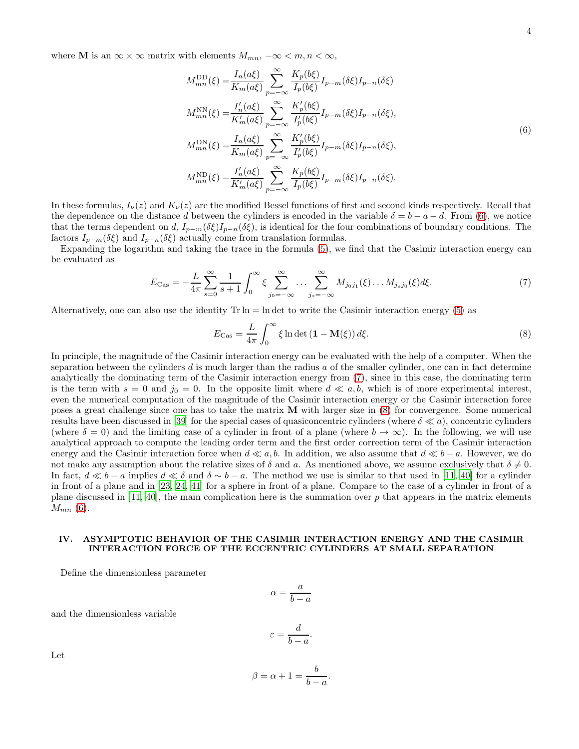where $\mathbf{M}$ is an $\infty \times \infty$ matrix with elements $M_{mn}$, $-\infty < m, n < \infty$,

$$
\begin{aligned}
M_{mn}^{\text{DD}}(\xi) =& \frac{I_n(a\xi)}{K_m(a\xi)} \sum_{p=-\infty}^{\infty} \frac{K_p(b\xi)}{I_p(b\xi)} I_{p-m}(\delta\xi) I_{p-n}(\delta\xi) \\
M_{mn}^{\text{NN}}(\xi) =& \frac{I_n'(a\xi)}{K_m'(a\xi)} \sum_{p=-\infty}^{\infty} \frac{K_p'(b\xi)}{I_p'(b\xi)} I_{p-m}(\delta\xi) I_{p-n}(\delta\xi), \\
M_{mn}^{\text{DN}}(\xi) =& \frac{I_n(a\xi)}{K_m(a\xi)} \sum_{p=-\infty}^{\infty} \frac{K_p'(b\xi)}{I_p'(b\xi)} I_{p-m}(\delta\xi) I_{p-n}(\delta\xi), \\
M_{mn}^{\text{ND}}(\xi) =& \frac{I_n'(a\xi)}{K_m'(a\xi)} \sum_{p=-\infty}^{\infty} \frac{K_p(b\xi)}{I_p(b\xi)} I_{p-m}(\delta\xi) I_{p-n}(\delta\xi).
\end{aligned}
\tag{6}
$$

In these formulas, $I_\nu(z)$ and $K_\nu(z)$ are the modified Bessel functions of first and second kinds respectively. Recall that the dependence on the distance $d$ between the cylinders is encoded in the variable $\delta = b - a - d$. From (6), we notice that the terms dependent on $d$, $I_{p-m}(\delta\xi)I_{p-n}(\delta\xi)$, is identical for the four combinations of boundary conditions. The factors $I_{p-m}(\delta\xi)$ and $I_{p-n}(\delta\xi)$ actually come from translation formulas.

Expanding the logarithm and taking the trace in the formula (5), we find that the Casimir interaction energy can be evaluated as

$$
E_{\text{Cas}} = -\frac{L}{4\pi} \sum_{s=0}^{\infty} \frac{1}{s+1} \int_0^\infty \xi \sum_{j_0=-\infty}^{\infty} \cdots \sum_{j_s=-\infty}^{\infty} M_{j_0 j_1}(\xi) \dots M_{j_s j_0}(\xi) d\xi. \tag{7}
$$

Alternatively, one can also use the identity $\operatorname{Tr}\ln = \ln\det$ to write the Casimir interaction energy (5) as

$$
E_{\text{Cas}} = \frac{L}{4\pi} \int_0^\infty \xi \ln\det\left(\mathbf{1} - \mathbf{M}(\xi)\right) d\xi. \tag{8}
$$

In principle, the magnitude of the Casimir interaction energy can be evaluated with the help of a computer. When the separation between the cylinders $d$ is much larger than the radius $a$ of the smaller cylinder, one can in fact determine analytically the dominating term of the Casimir interaction energy from (7), since in this case, the dominating term is the term with $s = 0$ and $j_0 = 0$. In the opposite limit where $d \ll a, b$, which is of more experimental interest, even the numerical computation of the magnitude of the Casimir interaction energy or the Casimir interaction force poses a great challenge since one has to take the matrix $\mathbf{M}$ with larger size in (8) for convergence. Some numerical results have been discussed in [39] for the special cases of quasiconcentric cylinders (where $\delta \ll a$), concentric cylinders (where $\delta = 0$) and the limiting case of a cylinder in front of a plane (where $b \to \infty$). In the following, we will use analytical approach to compute the leading order term and the first order correction term of the Casimir interaction energy and the Casimir interaction force when $d \ll a, b$. In addition, we also assume that $d \ll b - a$. However, we do not make any assumption about the relative sizes of $\delta$ and $a$. As mentioned above, we assume exclusively that $\delta \neq 0$. In fact, $d \ll b - a$ implies $d \ll \delta$ and $\delta \sim b - a$. The method we use is similar to that used in [11, 40] for a cylinder in front of a plane and in [23, 24, 41] for a sphere in front of a plane. Compare to the case of a cylinder in front of a plane discussed in [11, 40], the main complication here is the summation over $p$ that appears in the matrix elements $M_{mn}$ (6).

## IV. ASYMPTOTIC BEHAVIOR OF THE CASIMIR INTERACTION ENERGY AND THE CASIMIR INTERACTION FORCE OF THE ECCENTRIC CYLINDERS AT SMALL SEPARATION

Define the dimensionless parameter

$$
\alpha = \frac{a}{b-a}
$$

and the dimensionless variable

$$
\varepsilon = \frac{d}{b-a}.
$$

Let

$$
\beta = \alpha + 1 = \frac{b}{b-a}.
$$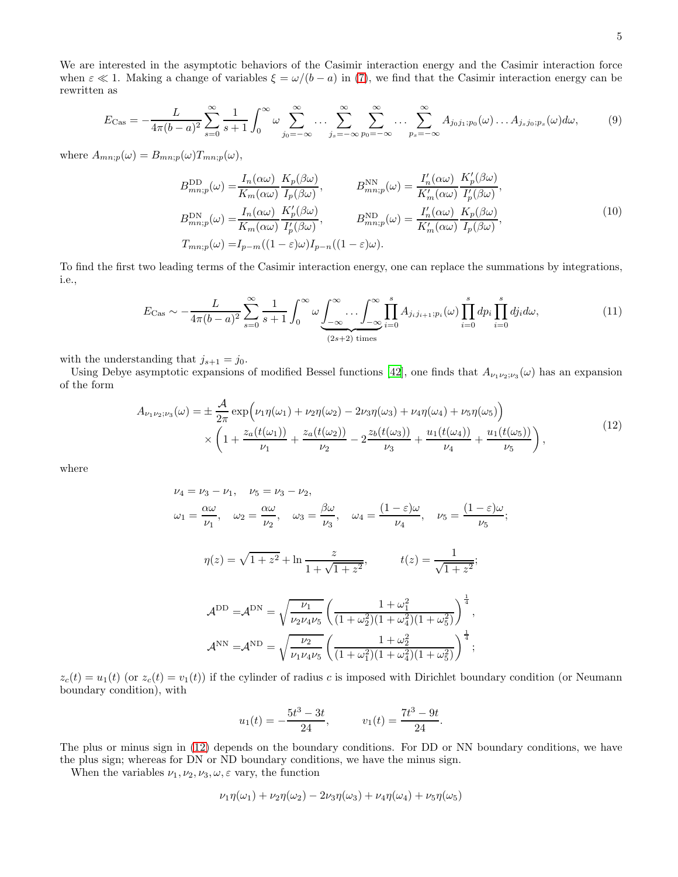We are interested in the asymptotic behaviors of the Casimir interaction energy and the Casimir interaction force when $\varepsilon \ll 1$. Making a change of variables $\xi = \omega/(b-a)$ in (7), we find that the Casimir interaction energy can be rewritten as

$$E_{\rm Cas} = -\frac{L}{4\pi(b-a)^2}\sum_{s=0}^{\infty}\frac{1}{s+1}\int_0^{\infty}\omega\sum_{j_0=-\infty}^{\infty}\ldots\sum_{j_s=-\infty}^{\infty}\sum_{p_0=-\infty}^{\infty}\ldots\sum_{p_s=-\infty}^{\infty}A_{j_0j_1;p_0}(\omega)\ldots A_{j_sj_0;p_s}(\omega)d\omega, \tag{9}$$

where $A_{mn;p}(\omega) = B_{mn;p}(\omega)T_{mn;p}(\omega)$,

$$\begin{aligned}
B^{\rm DD}_{mn;p}(\omega) =& \frac{I_n(\alpha\omega)}{K_m(\alpha\omega)}\frac{K_p(\beta\omega)}{I_p(\beta\omega)}, \qquad & B^{\rm NN}_{mn;p}(\omega) = \frac{I'_n(\alpha\omega)}{K'_m(\alpha\omega)}\frac{K'_p(\beta\omega)}{I'_p(\beta\omega)},\\
B^{\rm DN}_{mn;p}(\omega) =& \frac{I_n(\alpha\omega)}{K_m(\alpha\omega)}\frac{K'_p(\beta\omega)}{I'_p(\beta\omega)}, \qquad & B^{\rm ND}_{mn;p}(\omega) = \frac{I'_n(\alpha\omega)}{K'_m(\alpha\omega)}\frac{K_p(\beta\omega)}{I_p(\beta\omega)},\\
T_{mn;p}(\omega) =& I_{p-m}((1-\varepsilon)\omega)I_{p-n}((1-\varepsilon)\omega). &
\end{aligned} \tag{10}$$

To find the first two leading terms of the Casimir interaction energy, one can replace the summations by integrations, i.e.,

$$E_{\rm Cas} \sim -\frac{L}{4\pi(b-a)^2}\sum_{s=0}^{\infty}\frac{1}{s+1}\int_0^{\infty}\omega\underbrace{\int_{-\infty}^{\infty}\ldots\int_{-\infty}^{\infty}}_{(2s+2)\text{ times}}\prod_{i=0}^{s}A_{j_ij_{i+1};p_i}(\omega)\prod_{i=0}^{s}dp_i\prod_{i=0}^{s}dj_i d\omega, \tag{11}$$

with the understanding that $j_{s+1} = j_0$.

Using Debye asymptotic expansions of modified Bessel functions [42], one finds that $A_{\nu_1\nu_2;\nu_3}(\omega)$ has an expansion of the form

$$\begin{aligned}
A_{\nu_1\nu_2;\nu_3}(\omega) =& \pm\frac{\mathcal{A}}{2\pi}\exp\Bigl(\nu_1\eta(\omega_1)+\nu_2\eta(\omega_2)-2\nu_3\eta(\omega_3)+\nu_4\eta(\omega_4)+\nu_5\eta(\omega_5)\Bigr)\\
&\times\left(1+\frac{z_a(t(\omega_1))}{\nu_1}+\frac{z_a(t(\omega_2))}{\nu_2}-2\frac{z_b(t(\omega_3))}{\nu_3}+\frac{u_1(t(\omega_4))}{\nu_4}+\frac{u_1(t(\omega_5))}{\nu_5}\right),
\end{aligned} \tag{12}$$

where

$$\nu_4 = \nu_3-\nu_1, \quad \nu_5 = \nu_3-\nu_2,$$

$$\omega_1 = \frac{\alpha\omega}{\nu_1}, \quad \omega_2 = \frac{\alpha\omega}{\nu_2}, \quad \omega_3 = \frac{\beta\omega}{\nu_3}, \quad \omega_4 = \frac{(1-\varepsilon)\omega}{\nu_4}, \quad \nu_5 = \frac{(1-\varepsilon)\omega}{\nu_5};$$

$$\eta(z) = \sqrt{1+z^2}+\ln\frac{z}{1+\sqrt{1+z^2}}, \qquad t(z) = \frac{1}{\sqrt{1+z^2}};$$

$$\begin{aligned}
\mathcal{A}^{\rm DD} =& \mathcal{A}^{\rm DN} = \sqrt{\frac{\nu_1}{\nu_2\nu_4\nu_5}}\left(\frac{1+\omega_1^2}{(1+\omega_2^2)(1+\omega_4^2)(1+\omega_5^2)}\right)^{\frac{1}{4}},\\
\mathcal{A}^{\rm NN} =& \mathcal{A}^{\rm ND} = \sqrt{\frac{\nu_2}{\nu_1\nu_4\nu_5}}\left(\frac{1+\omega_2^2}{(1+\omega_1^2)(1+\omega_4^2)(1+\omega_5^2)}\right)^{\frac{1}{4}};
\end{aligned}$$

$z_c(t) = u_1(t)$ (or $z_c(t) = v_1(t)$) if the cylinder of radius $c$ is imposed with Dirichlet boundary condition (or Neumann boundary condition), with

$$u_1(t) = -\frac{5t^3-3t}{24}, \qquad v_1(t) = \frac{7t^3-9t}{24}.$$

The plus or minus sign in (12) depends on the boundary conditions. For DD or NN boundary conditions, we have the plus sign; whereas for DN or ND boundary conditions, we have the minus sign.

When the variables $\nu_1, \nu_2, \nu_3, \omega, \varepsilon$ vary, the function

$$\nu_1\eta(\omega_1)+\nu_2\eta(\omega_2)-2\nu_3\eta(\omega_3)+\nu_4\eta(\omega_4)+\nu_5\eta(\omega_5)$$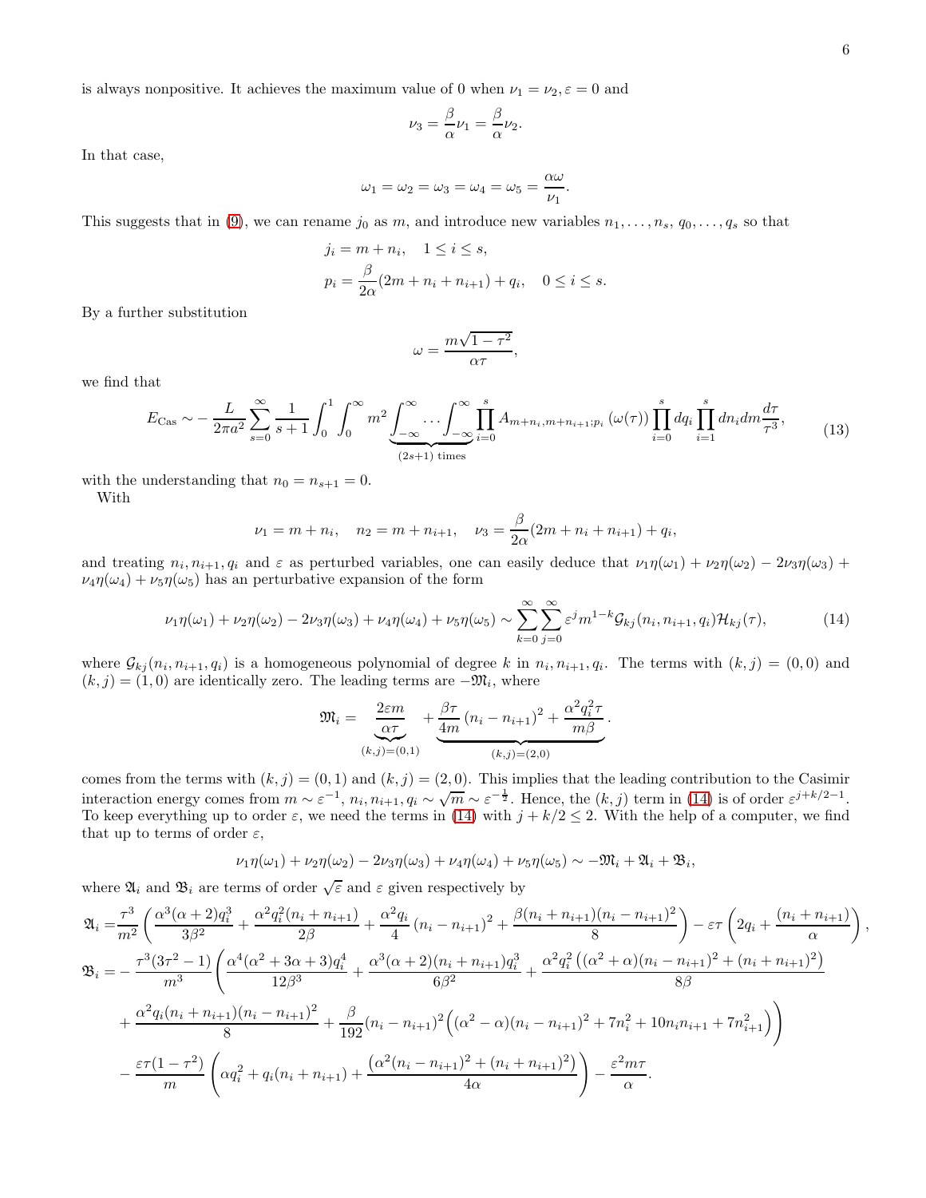is always nonpositive. It achieves the maximum value of 0 when $\nu_1=\nu_2, \varepsilon=0$ and

$$\nu_3=\frac{\beta}{\alpha}\nu_1=\frac{\beta}{\alpha}\nu_2.$$

In that case,

$$\omega_1=\omega_2=\omega_3=\omega_4=\omega_5=\frac{\alpha\omega}{\nu_1}.$$

This suggests that in (9), we can rename $j_0$ as $m$, and introduce new variables $n_1,\ldots,n_s$, $q_0,\ldots,q_s$ so that

$$\begin{aligned}
&j_i=m+n_i, \quad 1\leq i\leq s,\\
&p_i=\frac{\beta}{2\alpha}(2m+n_i+n_{i+1})+q_i, \quad 0\leq i\leq s.
\end{aligned}$$

By a further substitution

$$\omega=\frac{m\sqrt{1-\tau^2}}{\alpha\tau},$$

we find that

$$E_{\text{Cas}}\sim-\frac{L}{2\pi a^2}\sum_{s=0}^{\infty}\frac{1}{s+1}\int_0^1\int_0^{\infty}m^2\underbrace{\int_{-\infty}^{\infty}\ldots\int_{-\infty}^{\infty}}_{(2s+1)\text{ times}}\prod_{i=0}^{s}A_{m+n_i,m+n_{i+1};p_i}\left(\omega(\tau)\right)\prod_{i=0}^{s}dq_i\prod_{i=1}^{s}dn_i dm\frac{d\tau}{\tau^3}, \tag{13}$$

with the understanding that $n_0=n_{s+1}=0$.

With

$$\nu_1=m+n_i,\quad n_2=m+n_{i+1},\quad \nu_3=\frac{\beta}{2\alpha}(2m+n_i+n_{i+1})+q_i,$$

and treating $n_i,n_{i+1},q_i$ and $\varepsilon$ as perturbed variables, one can easily deduce that $\nu_1\eta(\omega_1)+\nu_2\eta(\omega_2)-2\nu_3\eta(\omega_3)+\nu_4\eta(\omega_4)+\nu_5\eta(\omega_5)$ has an perturbative expansion of the form

$$\nu_1\eta(\omega_1)+\nu_2\eta(\omega_2)-2\nu_3\eta(\omega_3)+\nu_4\eta(\omega_4)+\nu_5\eta(\omega_5)\sim\sum_{k=0}^{\infty}\sum_{j=0}^{\infty}\varepsilon^j m^{1-k}\mathcal{G}_{kj}(n_i,n_{i+1},q_i)\mathcal{H}_{kj}(\tau), \tag{14}$$

where $\mathcal{G}_{kj}(n_i,n_{i+1},q_i)$ is a homogeneous polynomial of degree $k$ in $n_i,n_{i+1},q_i$. The terms with $(k,j)=(0,0)$ and $(k,j)=(1,0)$ are identically zero. The leading terms are $-\mathfrak{M}_i$, where

$$\mathfrak{M}_i=\underbrace{\frac{2\varepsilon m}{\alpha\tau}}_{(k,j)=(0,1)}+\underbrace{\frac{\beta\tau}{4m}\left(n_i-n_{i+1}\right)^2+\frac{\alpha^2q_i^2\tau}{m\beta}}_{(k,j)=(2,0)}.$$

comes from the terms with $(k,j)=(0,1)$ and $(k,j)=(2,0)$. This implies that the leading contribution to the Casimir interaction energy comes from $m\sim\varepsilon^{-1}$, $n_i,n_{i+1},q_i\sim\sqrt{m}\sim\varepsilon^{-\frac{1}{2}}$. Hence, the $(k,j)$ term in (14) is of order $\varepsilon^{j+k/2-1}$. To keep everything up to order $\varepsilon$, we need the terms in (14) with $j+k/2\leq 2$. With the help of a computer, we find that up to terms of order $\varepsilon$,

$$\nu_1\eta(\omega_1)+\nu_2\eta(\omega_2)-2\nu_3\eta(\omega_3)+\nu_4\eta(\omega_4)+\nu_5\eta(\omega_5)\sim-\mathfrak{M}_i+\mathfrak{A}_i+\mathfrak{B}_i,$$

where $\mathfrak{A}_i$ and $\mathfrak{B}_i$ are terms of order $\sqrt{\varepsilon}$ and $\varepsilon$ given respectively by

$$\begin{aligned}
\mathfrak{A}_i=&\frac{\tau^3}{m^2}\left(\frac{\alpha^3(\alpha+2)q_i^3}{3\beta^2}+\frac{\alpha^2q_i^2(n_i+n_{i+1})}{2\beta}+\frac{\alpha^2q_i}{4}\left(n_i-n_{i+1}\right)^2+\frac{\beta(n_i+n_{i+1})(n_i-n_{i+1})^2}{8}\right)-\varepsilon\tau\left(2q_i+\frac{(n_i+n_{i+1})}{\alpha}\right),\\
\mathfrak{B}_i=&-\frac{\tau^3(3\tau^2-1)}{m^3}\Bigg(\frac{\alpha^4(\alpha^2+3\alpha+3)q_i^4}{12\beta^3}+\frac{\alpha^3(\alpha+2)(n_i+n_{i+1})q_i^3}{6\beta^2}+\frac{\alpha^2q_i^2\left((\alpha^2+\alpha)(n_i-n_{i+1})^2+(n_i+n_{i+1})^2\right)}{8\beta}\\
&+\frac{\alpha^2q_i(n_i+n_{i+1})(n_i-n_{i+1})^2}{8}+\frac{\beta}{192}(n_i-n_{i+1})^2\Big((\alpha^2-\alpha)(n_i-n_{i+1})^2+7n_i^2+10n_in_{i+1}+7n_{i+1}^2\Big)\Bigg)\\
&-\frac{\varepsilon\tau(1-\tau^2)}{m}\left(\alpha q_i^2+q_i(n_i+n_{i+1})+\frac{\left(\alpha^2(n_i-n_{i+1})^2+(n_i+n_{i+1})^2\right)}{4\alpha}\right)-\frac{\varepsilon^2m\tau}{\alpha}.
\end{aligned}$$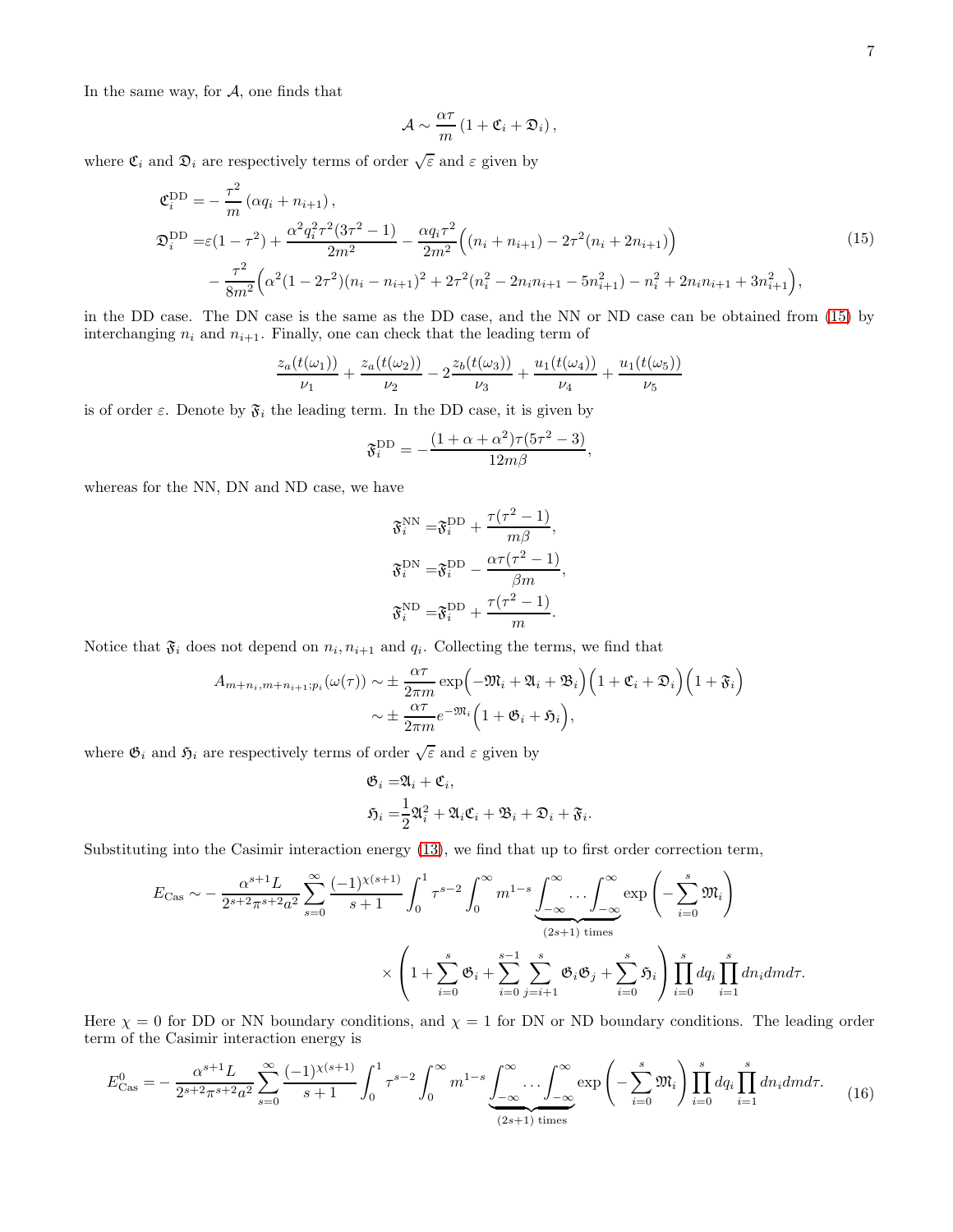In the same way, for $\mathcal{A}$, one finds that

$$\mathcal{A} \sim \frac{\alpha\tau}{m}\left(1+\mathfrak{C}_i+\mathfrak{D}_i\right),$$

where $\mathfrak{C}_i$ and $\mathfrak{D}_i$ are respectively terms of order $\sqrt{\varepsilon}$ and $\varepsilon$ given by

$$\begin{aligned}
\mathfrak{C}_i^{\mathrm{DD}} =& -\frac{\tau^2}{m}\left(\alpha q_i+n_{i+1}\right),\\
\mathfrak{D}_i^{\mathrm{DD}} =& \varepsilon(1-\tau^2)+\frac{\alpha^2q_i^2\tau^2(3\tau^2-1)}{2m^2}-\frac{\alpha q_i\tau^2}{2m^2}\Big((n_i+n_{i+1})-2\tau^2(n_i+2n_{i+1})\Big)\\
&-\frac{\tau^2}{8m^2}\Big(\alpha^2(1-2\tau^2)(n_i-n_{i+1})^2+2\tau^2(n_i^2-2n_in_{i+1}-5n_{i+1}^2)-n_i^2+2n_in_{i+1}+3n_{i+1}^2\Big),
\end{aligned}\tag{15}$$

in the DD case. The DN case is the same as the DD case, and the NN or ND case can be obtained from (15) by interchanging $n_i$ and $n_{i+1}$. Finally, one can check that the leading term of

$$\frac{z_a(t(\omega_1))}{\nu_1}+\frac{z_a(t(\omega_2))}{\nu_2}-2\frac{z_b(t(\omega_3))}{\nu_3}+\frac{u_1(t(\omega_4))}{\nu_4}+\frac{u_1(t(\omega_5))}{\nu_5}$$

is of order $\varepsilon$. Denote by $\mathfrak{F}_i$ the leading term. In the DD case, it is given by

$$\mathfrak{F}_i^{\mathrm{DD}}=-\frac{(1+\alpha+\alpha^2)\tau(5\tau^2-3)}{12m\beta},$$

whereas for the NN, DN and ND case, we have

$$\begin{aligned}
\mathfrak{F}_i^{\mathrm{NN}} =&\mathfrak{F}_i^{\mathrm{DD}}+\frac{\tau(\tau^2-1)}{m\beta},\\
\mathfrak{F}_i^{\mathrm{DN}} =&\mathfrak{F}_i^{\mathrm{DD}}-\frac{\alpha\tau(\tau^2-1)}{\beta m},\\
\mathfrak{F}_i^{\mathrm{ND}} =&\mathfrak{F}_i^{\mathrm{DD}}+\frac{\tau(\tau^2-1)}{m}.
\end{aligned}$$

Notice that $\mathfrak{F}_i$ does not depend on $n_i, n_{i+1}$ and $q_i$. Collecting the terms, we find that

$$\begin{aligned}
A_{m+n_i,m+n_{i+1};p_i}(\omega(\tau)) \sim& \pm\frac{\alpha\tau}{2\pi m}\exp\Big(-\mathfrak{M}_i+\mathfrak{A}_i+\mathfrak{B}_i\Big)\Big(1+\mathfrak{C}_i+\mathfrak{D}_i\Big)\Big(1+\mathfrak{F}_i\Big)\\
\sim& \pm\frac{\alpha\tau}{2\pi m}e^{-\mathfrak{M}_i}\Big(1+\mathfrak{G}_i+\mathfrak{H}_i\Big),
\end{aligned}$$

where $\mathfrak{G}_i$ and $\mathfrak{H}_i$ are respectively terms of order $\sqrt{\varepsilon}$ and $\varepsilon$ given by

$$\begin{aligned}
\mathfrak{G}_i =&\mathfrak{A}_i+\mathfrak{C}_i,\\
\mathfrak{H}_i =&\frac{1}{2}\mathfrak{A}_i^2+\mathfrak{A}_i\mathfrak{C}_i+\mathfrak{B}_i+\mathfrak{D}_i+\mathfrak{F}_i.
\end{aligned}$$

Substituting into the Casimir interaction energy (13), we find that up to first order correction term,

$$\begin{aligned}
E_{\mathrm{Cas}} \sim& -\frac{\alpha^{s+1}L}{2^{s+2}\pi^{s+2}a^2}\sum_{s=0}^{\infty}\frac{(-1)^{\chi(s+1)}}{s+1}\int_0^1\tau^{s-2}\int_0^{\infty}m^{1-s}\underbrace{\int_{-\infty}^{\infty}\ldots\int_{-\infty}^{\infty}}_{(2s+1)\text{ times}}\exp\left(-\sum_{i=0}^{s}\mathfrak{M}_i\right)\\
&\times\left(1+\sum_{i=0}^{s}\mathfrak{G}_i+\sum_{i=0}^{s-1}\sum_{j=i+1}^{s}\mathfrak{G}_i\mathfrak{G}_j+\sum_{i=0}^{s}\mathfrak{H}_i\right)\prod_{i=0}^{s}dq_i\prod_{i=1}^{s}dn_idmd\tau.
\end{aligned}$$

Here $\chi=0$ for DD or NN boundary conditions, and $\chi=1$ for DN or ND boundary conditions. The leading order term of the Casimir interaction energy is

$$E_{\mathrm{Cas}}^0=-\frac{\alpha^{s+1}L}{2^{s+2}\pi^{s+2}a^2}\sum_{s=0}^{\infty}\frac{(-1)^{\chi(s+1)}}{s+1}\int_0^1\tau^{s-2}\int_0^{\infty}m^{1-s}\underbrace{\int_{-\infty}^{\infty}\ldots\int_{-\infty}^{\infty}}_{(2s+1)\text{ times}}\exp\left(-\sum_{i=0}^{s}\mathfrak{M}_i\right)\prod_{i=0}^{s}dq_i\prod_{i=1}^{s}dn_idmd\tau.\tag{16}$$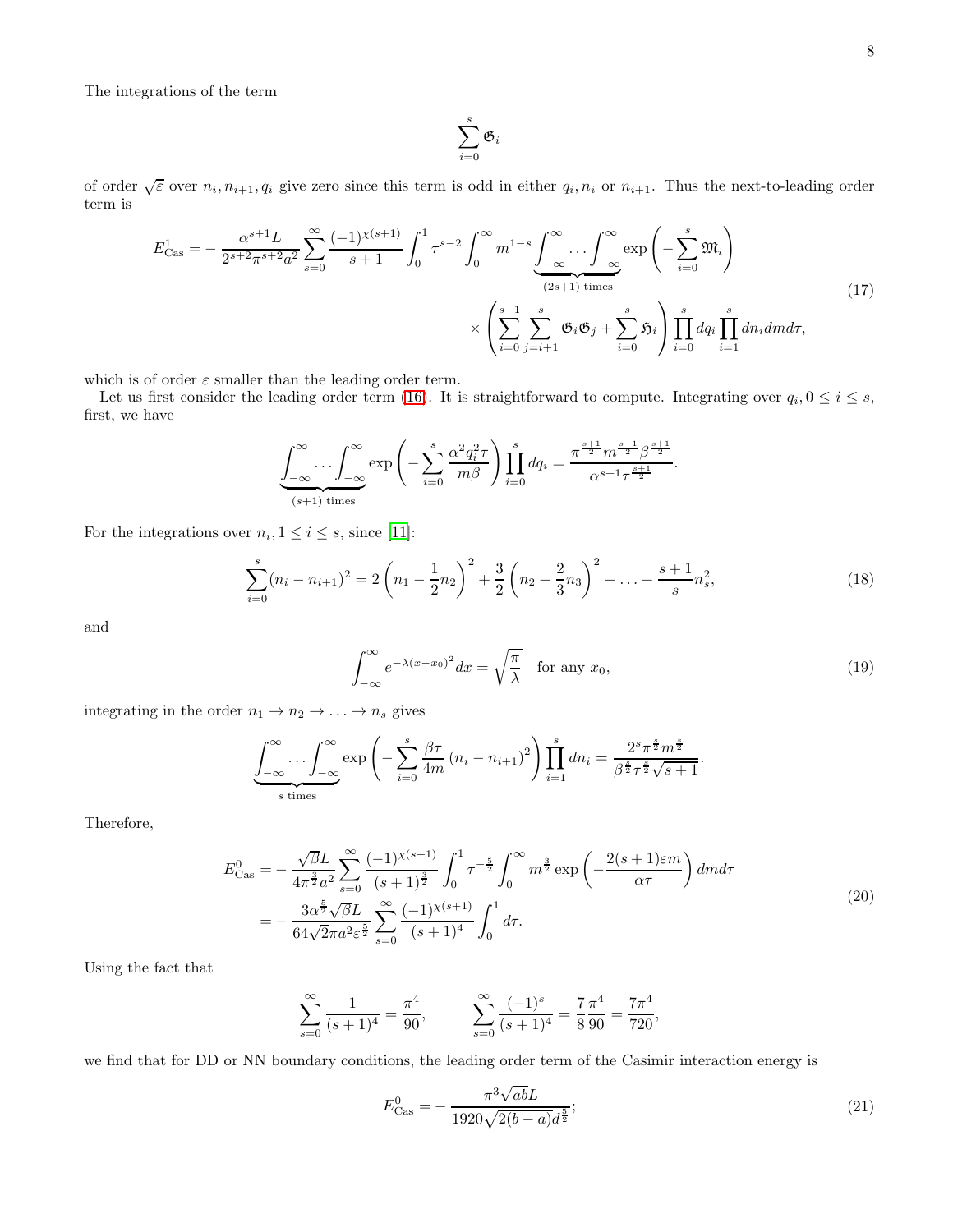The integrations of the term

$$\sum_{i=0}^{s}\mathfrak{G}_i$$

of order $\sqrt{\varepsilon}$ over $n_i, n_{i+1}, q_i$ give zero since this term is odd in either $q_i, n_i$ or $n_{i+1}$. Thus the next-to-leading order term is

$$\begin{aligned}
E_{\text{Cas}}^1 = &-\frac{\alpha^{s+1}L}{2^{s+2}\pi^{s+2}a^2}\sum_{s=0}^{\infty}\frac{(-1)^{\chi(s+1)}}{s+1}\int_0^1 \tau^{s-2}\int_0^\infty m^{1-s}\underbrace{\int_{-\infty}^{\infty}\ldots\int_{-\infty}^{\infty}}_{(2s+1)\text{ times}}\exp\left(-\sum_{i=0}^{s}\mathfrak{M}_i\right)\\
&\times\left(\sum_{i=0}^{s-1}\sum_{j=i+1}^{s}\mathfrak{G}_i\mathfrak{G}_j+\sum_{i=0}^{s}\mathfrak{H}_i\right)\prod_{i=0}^{s}dq_i\prod_{i=1}^{s}dn_i dm d\tau,
\end{aligned}\tag{17}$$

which is of order $\varepsilon$ smaller than the leading order term.

Let us first consider the leading order term (16). It is straightforward to compute. Integrating over $q_i, 0\leq i\leq s$, first, we have

$$\underbrace{\int_{-\infty}^{\infty}\ldots\int_{-\infty}^{\infty}}_{(s+1)\text{ times}}\exp\left(-\sum_{i=0}^{s}\frac{\alpha^2q_i^2\tau}{m\beta}\right)\prod_{i=0}^{s}dq_i=\frac{\pi^{\frac{s+1}{2}}m^{\frac{s+1}{2}}\beta^{\frac{s+1}{2}}}{\alpha^{s+1}\tau^{\frac{s+1}{2}}}.$$

For the integrations over $n_i, 1\leq i\leq s$, since [11]:

$$\sum_{i=0}^{s}(n_i-n_{i+1})^2=2\left(n_1-\frac{1}{2}n_2\right)^2+\frac{3}{2}\left(n_2-\frac{2}{3}n_3\right)^2+\ldots+\frac{s+1}{s}n_s^2,\tag{18}$$

and

$$\int_{-\infty}^{\infty}e^{-\lambda(x-x_0)^2}dx=\sqrt{\frac{\pi}{\lambda}}\quad\text{for any }x_0,\tag{19}$$

integrating in the order $n_1\rightarrow n_2\rightarrow\ldots\rightarrow n_s$ gives

$$\underbrace{\int_{-\infty}^{\infty}\ldots\int_{-\infty}^{\infty}}_{s\text{ times}}\exp\left(-\sum_{i=0}^{s}\frac{\beta\tau}{4m}\left(n_i-n_{i+1}\right)^2\right)\prod_{i=1}^{s}dn_i=\frac{2^s\pi^{\frac{s}{2}}m^{\frac{s}{2}}}{\beta^{\frac{s}{2}}\tau^{\frac{s}{2}}\sqrt{s+1}}.$$

Therefore,

$$\begin{aligned}
E_{\text{Cas}}^0=&-\frac{\sqrt{\beta}L}{4\pi^{\frac{3}{2}}a^2}\sum_{s=0}^{\infty}\frac{(-1)^{\chi(s+1)}}{(s+1)^{\frac{3}{2}}}\int_0^1\tau^{-\frac{5}{2}}\int_0^\infty m^{\frac{3}{2}}\exp\left(-\frac{2(s+1)\varepsilon m}{\alpha\tau}\right)dmd\tau\\
=&-\frac{3\alpha^{\frac{5}{2}}\sqrt{\beta}L}{64\sqrt{2}\pi a^2\varepsilon^{\frac{5}{2}}}\sum_{s=0}^{\infty}\frac{(-1)^{\chi(s+1)}}{(s+1)^4}\int_0^1 d\tau.
\end{aligned}\tag{20}$$

Using the fact that

$$\sum_{s=0}^{\infty}\frac{1}{(s+1)^4}=\frac{\pi^4}{90},\qquad\sum_{s=0}^{\infty}\frac{(-1)^s}{(s+1)^4}=\frac{7}{8}\frac{\pi^4}{90}=\frac{7\pi^4}{720},$$

we find that for DD or NN boundary conditions, the leading order term of the Casimir interaction energy is

$$E_{\text{Cas}}^0=-\frac{\pi^3\sqrt{ab}L}{1920\sqrt{2(b-a)}d^{\frac{5}{2}}};\tag{21}$$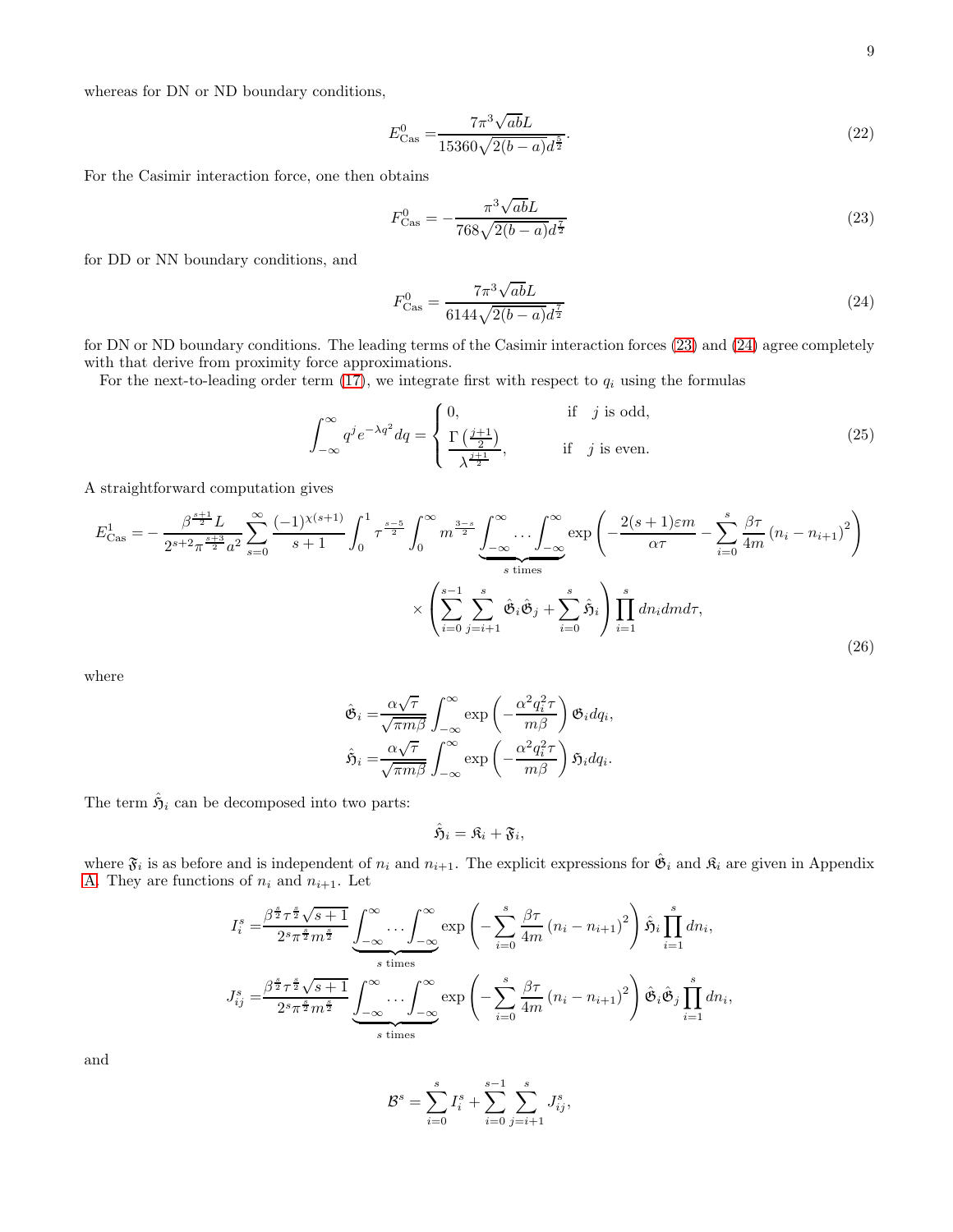whereas for DN or ND boundary conditions,

$$E^0_{\text{Cas}} = \frac{7\pi^3\sqrt{ab}L}{15360\sqrt{2(b-a)}d^{\frac{5}{2}}}. \tag{22}$$

For the Casimir interaction force, one then obtains

$$F^0_{\text{Cas}} = -\frac{\pi^3\sqrt{ab}L}{768\sqrt{2(b-a)}d^{\frac{7}{2}}} \tag{23}$$

for DD or NN boundary conditions, and

$$F^0_{\text{Cas}} = \frac{7\pi^3\sqrt{ab}L}{6144\sqrt{2(b-a)}d^{\frac{7}{2}}} \tag{24}$$

for DN or ND boundary conditions. The leading terms of the Casimir interaction forces (23) and (24) agree completely with that derive from proximity force approximations.

For the next-to-leading order term (17), we integrate first with respect to $q_i$ using the formulas

$$\int_{-\infty}^{\infty} q^j e^{-\lambda q^2} dq = \begin{cases} 0, & \text{if} \quad j \text{ is odd,} \\ \dfrac{\Gamma\left(\frac{j+1}{2}\right)}{\lambda^{\frac{j+1}{2}}}, & \text{if} \quad j \text{ is even.} \end{cases} \tag{25}$$

A straightforward computation gives

$$\begin{aligned} E^1_{\text{Cas}} = & -\frac{\beta^{\frac{s+1}{2}}L}{2^{s+2}\pi^{\frac{s+3}{2}}a^2}\sum_{s=0}^{\infty}\frac{(-1)^{\chi(s+1)}}{s+1}\int_0^1 \tau^{\frac{s-5}{2}}\int_0^{\infty} m^{\frac{3-s}{2}}\underbrace{\int_{-\infty}^{\infty}\ldots\int_{-\infty}^{\infty}}_{s \text{ times}}\exp\left(-\frac{2(s+1)\varepsilon m}{\alpha\tau}-\sum_{i=0}^{s}\frac{\beta\tau}{4m}\left(n_i-n_{i+1}\right)^2\right) \\ & \times\left(\sum_{i=0}^{s-1}\sum_{j=i+1}^{s}\hat{\mathfrak{G}}_i\hat{\mathfrak{G}}_j+\sum_{i=0}^{s}\hat{\mathfrak{H}}_i\right)\prod_{i=1}^{s}dn_i dm d\tau, \end{aligned} \tag{26}$$

where

$$\hat{\mathfrak{G}}_i = \frac{\alpha\sqrt{\tau}}{\sqrt{\pi m\beta}}\int_{-\infty}^{\infty}\exp\left(-\frac{\alpha^2 q_i^2\tau}{m\beta}\right)\mathfrak{G}_i dq_i,$$

$$\hat{\mathfrak{H}}_i = \frac{\alpha\sqrt{\tau}}{\sqrt{\pi m\beta}}\int_{-\infty}^{\infty}\exp\left(-\frac{\alpha^2 q_i^2\tau}{m\beta}\right)\mathfrak{H}_i dq_i.$$

The term $\hat{\mathfrak{H}}_i$ can be decomposed into two parts:

$$\hat{\mathfrak{H}}_i = \mathfrak{K}_i + \mathfrak{F}_i,$$

where $\mathfrak{F}_i$ is as before and is independent of $n_i$ and $n_{i+1}$. The explicit expressions for $\hat{\mathfrak{G}}_i$ and $\mathfrak{K}_i$ are given in Appendix A. They are functions of $n_i$ and $n_{i+1}$. Let

$$I_i^s = \frac{\beta^{\frac{s}{2}}\tau^{\frac{s}{2}}\sqrt{s+1}}{2^s\pi^{\frac{s}{2}}m^{\frac{s}{2}}}\underbrace{\int_{-\infty}^{\infty}\ldots\int_{-\infty}^{\infty}}_{s \text{ times}}\exp\left(-\sum_{i=0}^{s}\frac{\beta\tau}{4m}\left(n_i-n_{i+1}\right)^2\right)\hat{\mathfrak{H}}_i\prod_{i=1}^{s}dn_i,$$

$$J_{ij}^s = \frac{\beta^{\frac{s}{2}}\tau^{\frac{s}{2}}\sqrt{s+1}}{2^s\pi^{\frac{s}{2}}m^{\frac{s}{2}}}\underbrace{\int_{-\infty}^{\infty}\ldots\int_{-\infty}^{\infty}}_{s \text{ times}}\exp\left(-\sum_{i=0}^{s}\frac{\beta\tau}{4m}\left(n_i-n_{i+1}\right)^2\right)\hat{\mathfrak{G}}_i\hat{\mathfrak{G}}_j\prod_{i=1}^{s}dn_i,$$

and

$$\mathcal{B}^s = \sum_{i=0}^{s} I_i^s + \sum_{i=0}^{s-1}\sum_{j=i+1}^{s} J_{ij}^s,$$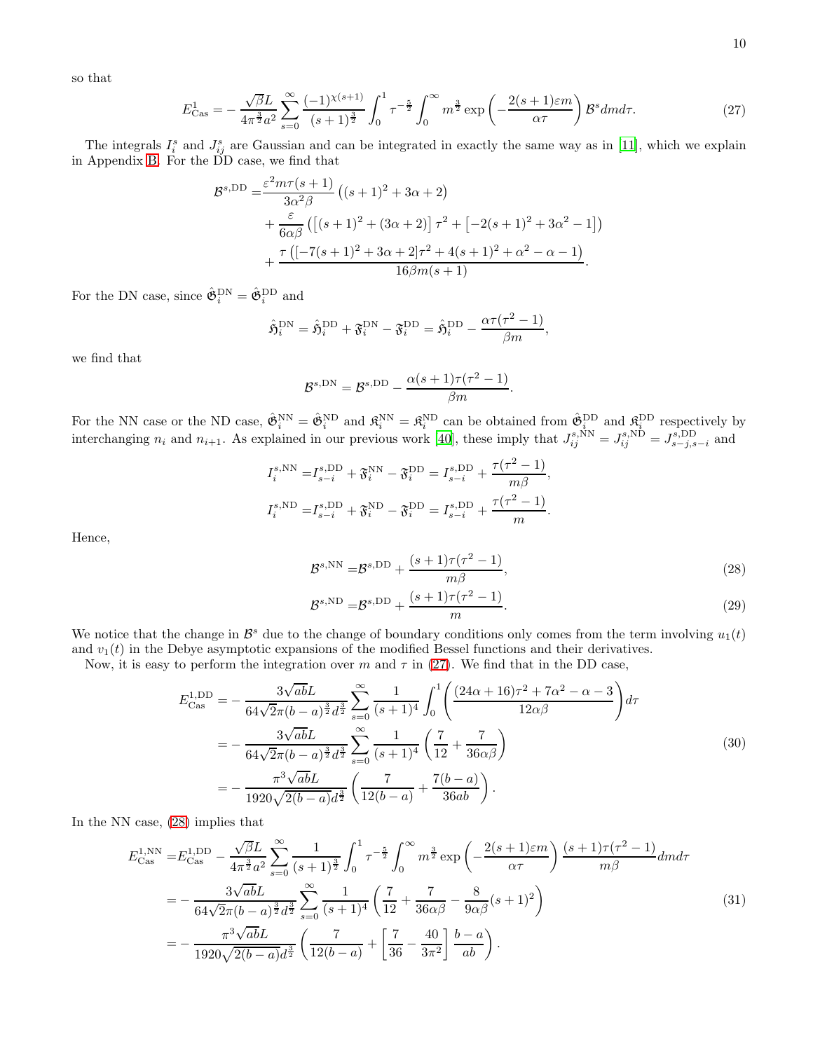so that

$$E^{1}_{\text{Cas}} = -\frac{\sqrt{\beta}L}{4\pi^{\frac{3}{2}}a^2}\sum_{s=0}^{\infty}\frac{(-1)^{\chi(s+1)}}{(s+1)^{\frac{3}{2}}}\int_0^1 \tau^{-\frac{5}{2}}\int_0^{\infty} m^{\frac{3}{2}}\exp\left(-\frac{2(s+1)\varepsilon m}{\alpha\tau}\right)\mathcal{B}^s dm d\tau. \tag{27}$$

The integrals $I_i^s$ and $J_{ij}^s$ are Gaussian and can be integrated in exactly the same way as in [11], which we explain in Appendix B. For the DD case, we find that

$$\begin{aligned}\mathcal{B}^{s,\text{DD}} =&\frac{\varepsilon^2 m\tau(s+1)}{3\alpha^2\beta}\left((s+1)^2+3\alpha+2\right)\\ &+\frac{\varepsilon}{6\alpha\beta}\left(\left[(s+1)^2+(3\alpha+2)\right]\tau^2+\left[-2(s+1)^2+3\alpha^2-1\right]\right)\\ &+\frac{\tau\left([-7(s+1)^2+3\alpha+2]\tau^2+4(s+1)^2+\alpha^2-\alpha-1\right)}{16\beta m(s+1)}.\end{aligned}$$

For the DN case, since $\hat{\mathfrak{G}}_i^{\text{DN}} = \hat{\mathfrak{G}}_i^{\text{DD}}$ and

$$\hat{\mathfrak{H}}_i^{\text{DN}} = \hat{\mathfrak{H}}_i^{\text{DD}} + \mathfrak{F}_i^{\text{DN}} - \mathfrak{F}_i^{\text{DD}} = \hat{\mathfrak{H}}_i^{\text{DD}} - \frac{\alpha\tau(\tau^2-1)}{\beta m},$$

we find that

$$\mathcal{B}^{s,\text{DN}} = \mathcal{B}^{s,\text{DD}} - \frac{\alpha(s+1)\tau(\tau^2-1)}{\beta m}.$$

For the NN case or the ND case, $\hat{\mathfrak{G}}_i^{\text{NN}} = \hat{\mathfrak{G}}_i^{\text{ND}}$ and $\mathfrak{K}_i^{\text{NN}} = \mathfrak{K}_i^{\text{ND}}$ can be obtained from $\hat{\mathfrak{G}}_i^{\text{DD}}$ and $\mathfrak{K}_i^{\text{DD}}$ respectively by interchanging $n_i$ and $n_{i+1}$. As explained in our previous work [40], these imply that $J_{ij}^{s,\text{NN}} = J_{ij}^{s,\text{ND}} = J_{s-j,s-i}^{s,\text{DD}}$ and

$$\begin{aligned}I_i^{s,\text{NN}} =& I_{s-i}^{s,\text{DD}} + \mathfrak{F}_i^{\text{NN}} - \mathfrak{F}_i^{\text{DD}} = I_{s-i}^{s,\text{DD}} + \frac{\tau(\tau^2-1)}{m\beta},\\ I_i^{s,\text{ND}} =& I_{s-i}^{s,\text{DD}} + \mathfrak{F}_i^{\text{ND}} - \mathfrak{F}_i^{\text{DD}} = I_{s-i}^{s,\text{DD}} + \frac{\tau(\tau^2-1)}{m}.\end{aligned}$$

Hence,

$$\mathcal{B}^{s,\text{NN}} = \mathcal{B}^{s,\text{DD}} + \frac{(s+1)\tau(\tau^2-1)}{m\beta}, \tag{28}$$

$$\mathcal{B}^{s,\text{ND}} = \mathcal{B}^{s,\text{DD}} + \frac{(s+1)\tau(\tau^2-1)}{m}. \tag{29}$$

We notice that the change in $\mathcal{B}^s$ due to the change of boundary conditions only comes from the term involving $u_1(t)$ and $v_1(t)$ in the Debye asymptotic expansions of the modified Bessel functions and their derivatives.

Now, it is easy to perform the integration over $m$ and $\tau$ in (27). We find that in the DD case,

$$\begin{aligned}E^{1,\text{DD}}_{\text{Cas}} =& -\frac{3\sqrt{ab}L}{64\sqrt{2}\pi(b-a)^{\frac{3}{2}}d^{\frac{3}{2}}}\sum_{s=0}^{\infty}\frac{1}{(s+1)^4}\int_0^1\left(\frac{(24\alpha+16)\tau^2+7\alpha^2-\alpha-3}{12\alpha\beta}\right)d\tau\\ =& -\frac{3\sqrt{ab}L}{64\sqrt{2}\pi(b-a)^{\frac{3}{2}}d^{\frac{3}{2}}}\sum_{s=0}^{\infty}\frac{1}{(s+1)^4}\left(\frac{7}{12}+\frac{7}{36\alpha\beta}\right)\\ =& -\frac{\pi^3\sqrt{ab}L}{1920\sqrt{2(b-a)}d^{\frac{3}{2}}}\left(\frac{7}{12(b-a)}+\frac{7(b-a)}{36ab}\right).\end{aligned} \tag{30}$$

In the NN case, (28) implies that

$$\begin{aligned}E^{1,\text{NN}}_{\text{Cas}} =& E^{1,\text{DD}}_{\text{Cas}} - \frac{\sqrt{\beta}L}{4\pi^{\frac{3}{2}}a^2}\sum_{s=0}^{\infty}\frac{1}{(s+1)^{\frac{3}{2}}}\int_0^1\tau^{-\frac{5}{2}}\int_0^{\infty}m^{\frac{3}{2}}\exp\left(-\frac{2(s+1)\varepsilon m}{\alpha\tau}\right)\frac{(s+1)\tau(\tau^2-1)}{m\beta}dm d\tau\\ =& -\frac{3\sqrt{ab}L}{64\sqrt{2}\pi(b-a)^{\frac{3}{2}}d^{\frac{3}{2}}}\sum_{s=0}^{\infty}\frac{1}{(s+1)^4}\left(\frac{7}{12}+\frac{7}{36\alpha\beta}-\frac{8}{9\alpha\beta}(s+1)^2\right)\\ =& -\frac{\pi^3\sqrt{ab}L}{1920\sqrt{2(b-a)}d^{\frac{3}{2}}}\left(\frac{7}{12(b-a)}+\left[\frac{7}{36}-\frac{40}{3\pi^2}\right]\frac{b-a}{ab}\right).\end{aligned} \tag{31}$$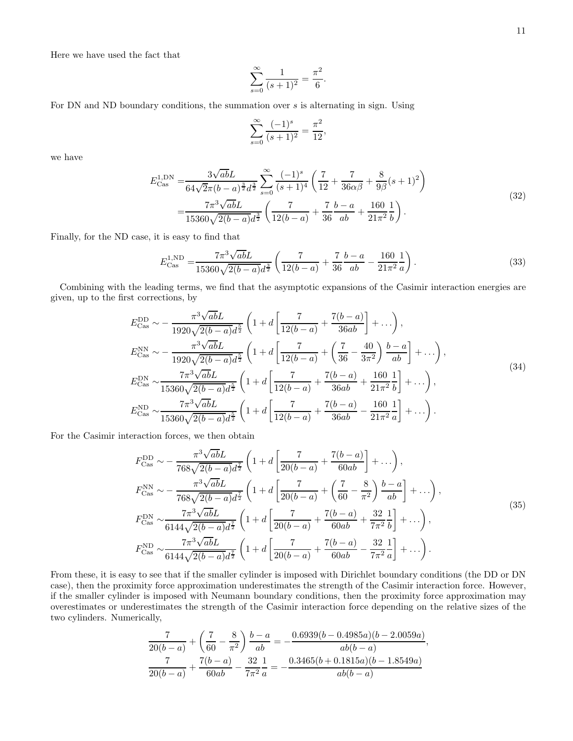Here we have used the fact that

$$\sum_{s=0}^{\infty}\frac{1}{(s+1)^2}=\frac{\pi^2}{6}.$$

For DN and ND boundary conditions, the summation over $s$ is alternating in sign. Using

$$\sum_{s=0}^{\infty}\frac{(-1)^s}{(s+1)^2}=\frac{\pi^2}{12},$$

we have

$$\begin{aligned}
E_{\text{Cas}}^{1,\text{DN}}=&\frac{3\sqrt{ab}L}{64\sqrt{2}\pi(b-a)^{\frac{3}{2}}d^{\frac{3}{2}}}\sum_{s=0}^{\infty}\frac{(-1)^s}{(s+1)^4}\left(\frac{7}{12}+\frac{7}{36\alpha\beta}+\frac{8}{9\beta}(s+1)^2\right)\\
=&\frac{7\pi^3\sqrt{ab}L}{15360\sqrt{2(b-a)}d^{\frac{3}{2}}}\left(\frac{7}{12(b-a)}+\frac{7}{36}\frac{b-a}{ab}+\frac{160}{21\pi^2}\frac{1}{b}\right).
\end{aligned}\tag{32}$$

Finally, for the ND case, it is easy to find that

$$E_{\text{Cas}}^{1,\text{ND}}=\frac{7\pi^3\sqrt{ab}L}{15360\sqrt{2(b-a)}d^{\frac{3}{2}}}\left(\frac{7}{12(b-a)}+\frac{7}{36}\frac{b-a}{ab}-\frac{160}{21\pi^2}\frac{1}{a}\right).\tag{33}$$

Combining with the leading terms, we find that the asymptotic expansions of the Casimir interaction energies are given, up to the first corrections, by

$$\begin{aligned}
E_{\text{Cas}}^{\text{DD}}\sim&-\frac{\pi^3\sqrt{ab}L}{1920\sqrt{2(b-a)}d^{\frac{5}{2}}}\left(1+d\left[\frac{7}{12(b-a)}+\frac{7(b-a)}{36ab}\right]+\ldots\right),\\
E_{\text{Cas}}^{\text{NN}}\sim&-\frac{\pi^3\sqrt{ab}L}{1920\sqrt{2(b-a)}d^{\frac{5}{2}}}\left(1+d\left[\frac{7}{12(b-a)}+\left(\frac{7}{36}-\frac{40}{3\pi^2}\right)\frac{b-a}{ab}\right]+\ldots\right),\\
E_{\text{Cas}}^{\text{DN}}\sim&\frac{7\pi^3\sqrt{ab}L}{15360\sqrt{2(b-a)}d^{\frac{5}{2}}}\left(1+d\left[\frac{7}{12(b-a)}+\frac{7(b-a)}{36ab}+\frac{160}{21\pi^2}\frac{1}{b}\right]+\ldots\right),\\
E_{\text{Cas}}^{\text{ND}}\sim&\frac{7\pi^3\sqrt{ab}L}{15360\sqrt{2(b-a)}d^{\frac{5}{2}}}\left(1+d\left[\frac{7}{12(b-a)}+\frac{7(b-a)}{36ab}-\frac{160}{21\pi^2}\frac{1}{a}\right]+\ldots\right).
\end{aligned}\tag{34}$$

For the Casimir interaction forces, we then obtain

$$\begin{aligned}
F_{\text{Cas}}^{\text{DD}}\sim&-\frac{\pi^3\sqrt{ab}L}{768\sqrt{2(b-a)}d^{\frac{7}{2}}}\left(1+d\left[\frac{7}{20(b-a)}+\frac{7(b-a)}{60ab}\right]+\ldots\right),\\
F_{\text{Cas}}^{\text{NN}}\sim&-\frac{\pi^3\sqrt{ab}L}{768\sqrt{2(b-a)}d^{\frac{7}{2}}}\left(1+d\left[\frac{7}{20(b-a)}+\left(\frac{7}{60}-\frac{8}{\pi^2}\right)\frac{b-a}{ab}\right]+\ldots\right),\\
F_{\text{Cas}}^{\text{DN}}\sim&\frac{7\pi^3\sqrt{ab}L}{6144\sqrt{2(b-a)}d^{\frac{7}{2}}}\left(1+d\left[\frac{7}{20(b-a)}+\frac{7(b-a)}{60ab}+\frac{32}{7\pi^2}\frac{1}{b}\right]+\ldots\right),\\
F_{\text{Cas}}^{\text{ND}}\sim&\frac{7\pi^3\sqrt{ab}L}{6144\sqrt{2(b-a)}d^{\frac{7}{2}}}\left(1+d\left[\frac{7}{20(b-a)}+\frac{7(b-a)}{60ab}-\frac{32}{7\pi^2}\frac{1}{a}\right]+\ldots\right).
\end{aligned}\tag{35}$$

From these, it is easy to see that if the smaller cylinder is imposed with Dirichlet boundary conditions (the DD or DN case), then the proximity force approximation underestimates the strength of the Casimir interaction force. However, if the smaller cylinder is imposed with Neumann boundary conditions, then the proximity force approximation may overestimates or underestimates the strength of the Casimir interaction force depending on the relative sizes of the two cylinders. Numerically,

$$\begin{aligned}
\frac{7}{20(b-a)}+\left(\frac{7}{60}-\frac{8}{\pi^2}\right)\frac{b-a}{ab}=&-\frac{0.6939(b-0.4985a)(b-2.0059a)}{ab(b-a)},\\
\frac{7}{20(b-a)}+\frac{7(b-a)}{60ab}-\frac{32}{7\pi^2}\frac{1}{a}=&-\frac{0.3465(b+0.1815a)(b-1.8549a)}{ab(b-a)}
\end{aligned}$$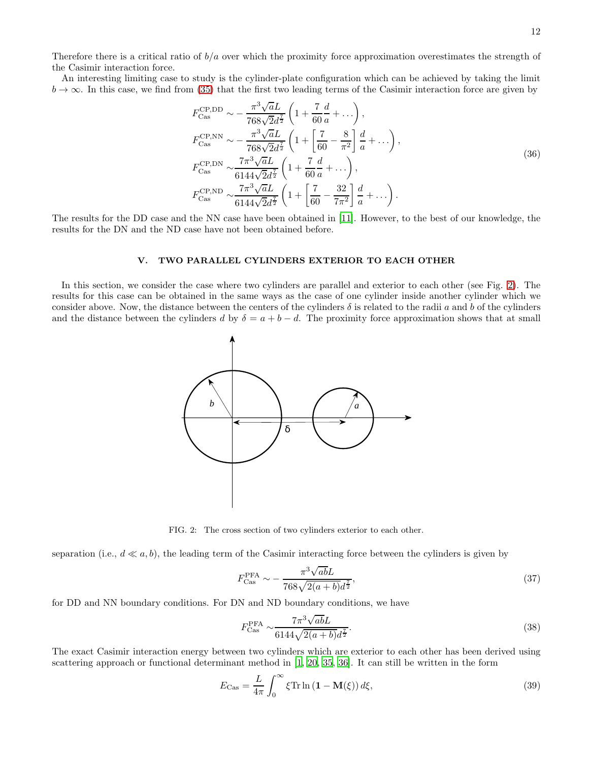Therefore there is a critical ratio of $b/a$ over which the proximity force approximation overestimates the strength of the Casimir interaction force.

An interesting limiting case to study is the cylinder-plate configuration which can be achieved by taking the limit $b\to\infty$. In this case, we find from (35) that the first two leading terms of the Casimir interaction force are given by

$$
\begin{aligned}
F_{\text{Cas}}^{\text{CP,DD}} \sim & -\frac{\pi^3\sqrt{a}L}{768\sqrt{2}d^{\frac{7}{2}}}\left(1+\frac{7}{60}\frac{d}{a}+\ldots\right),\\
F_{\text{Cas}}^{\text{CP,NN}} \sim & -\frac{\pi^3\sqrt{a}L}{768\sqrt{2}d^{\frac{7}{2}}}\left(1+\left[\frac{7}{60}-\frac{8}{\pi^2}\right]\frac{d}{a}+\ldots\right),\\
F_{\text{Cas}}^{\text{CP,DN}} \sim & \frac{7\pi^3\sqrt{a}L}{6144\sqrt{2}d^{\frac{7}{2}}}\left(1+\frac{7}{60}\frac{d}{a}+\ldots\right),\\
F_{\text{Cas}}^{\text{CP,ND}} \sim & \frac{7\pi^3\sqrt{a}L}{6144\sqrt{2}d^{\frac{7}{2}}}\left(1+\left[\frac{7}{60}-\frac{32}{7\pi^2}\right]\frac{d}{a}+\ldots\right).
\end{aligned}
\tag{36}
$$

The results for the DD case and the NN case have been obtained in [11]. However, to the best of our knowledge, the results for the DN and the ND case have not been obtained before.

## V. TWO PARALLEL CYLINDERS EXTERIOR TO EACH OTHER

In this section, we consider the case where two cylinders are parallel and exterior to each other (see Fig. 2). The results for this case can be obtained in the same ways as the case of one cylinder inside another cylinder which we consider above. Now, the distance between the centers of the cylinders $\delta$ is related to the radii $a$ and $b$ of the cylinders and the distance between the cylinders $d$ by $\delta=a+b-d$. The proximity force approximation shows that at small separation (i.e., $d\ll a,b$), the leading term of the Casimir interacting force between the cylinders is given by

FIG. 2: The cross section of two cylinders exterior to each other.

$$
F_{\text{Cas}}^{\text{PFA}}\sim -\frac{\pi^3\sqrt{ab}L}{768\sqrt{2(a+b)}d^{\frac{7}{2}}},
\tag{37}
$$

for DD and NN boundary conditions. For DN and ND boundary conditions, we have

$$
F_{\text{Cas}}^{\text{PFA}}\sim \frac{7\pi^3\sqrt{ab}L}{6144\sqrt{2(a+b)}d^{\frac{7}{2}}}.
\tag{38}
$$

The exact Casimir interaction energy between two cylinders which are exterior to each other has been derived using scattering approach or functional determinant method in [1, 20, 35, 36]. It can still be written in the form

$$
E_{\text{Cas}}=\frac{L}{4\pi}\int_0^\infty \xi\,\text{Tr}\ln\left(\mathbf{1}-\mathbf{M}(\xi)\right)d\xi,
\tag{39}
$$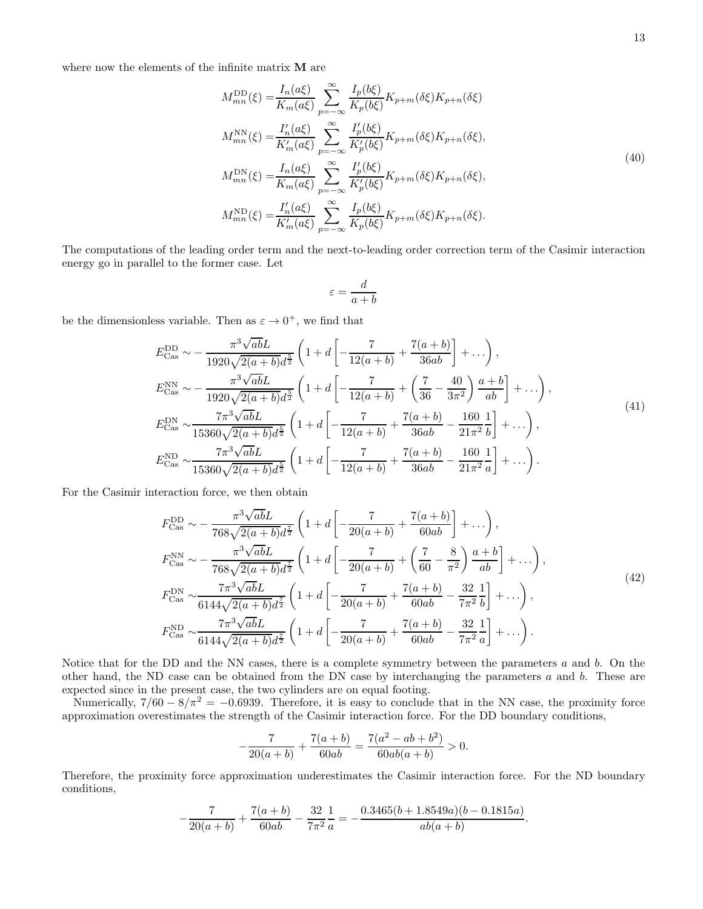where now the elements of the infinite matrix $\mathbf{M}$ are

$$
\begin{aligned}
M_{mn}^{\mathrm{DD}}(\xi) =& \frac{I_n(a\xi)}{K_m(a\xi)} \sum_{p=-\infty}^{\infty} \frac{I_p(b\xi)}{K_p(b\xi)} K_{p+m}(\delta\xi) K_{p+n}(\delta\xi) \\
M_{mn}^{\mathrm{NN}}(\xi) =& \frac{I_n'(a\xi)}{K_m'(a\xi)} \sum_{p=-\infty}^{\infty} \frac{I_p'(b\xi)}{K_p'(b\xi)} K_{p+m}(\delta\xi) K_{p+n}(\delta\xi), \\
M_{mn}^{\mathrm{DN}}(\xi) =& \frac{I_n(a\xi)}{K_m(a\xi)} \sum_{p=-\infty}^{\infty} \frac{I_p'(b\xi)}{K_p'(b\xi)} K_{p+m}(\delta\xi) K_{p+n}(\delta\xi), \\
M_{mn}^{\mathrm{ND}}(\xi) =& \frac{I_n'(a\xi)}{K_m'(a\xi)} \sum_{p=-\infty}^{\infty} \frac{I_p(b\xi)}{K_p(b\xi)} K_{p+m}(\delta\xi) K_{p+n}(\delta\xi).
\end{aligned}
\tag{40}
$$

The computations of the leading order term and the next-to-leading order correction term of the Casimir interaction energy go in parallel to the former case. Let

$$
\varepsilon = \frac{d}{a+b}
$$

be the dimensionless variable. Then as $\varepsilon \to 0^+$, we find that

$$
\begin{aligned}
E_{\mathrm{Cas}}^{\mathrm{DD}} \sim& -\frac{\pi^3\sqrt{ab}L}{1920\sqrt{2(a+b)}d^{\frac{5}{2}}} \left(1 + d\left[-\frac{7}{12(a+b)} + \frac{7(a+b)}{36ab}\right] + \ldots\right), \\
E_{\mathrm{Cas}}^{\mathrm{NN}} \sim& -\frac{\pi^3\sqrt{ab}L}{1920\sqrt{2(a+b)}d^{\frac{5}{2}}} \left(1 + d\left[-\frac{7}{12(a+b)} + \left(\frac{7}{36} - \frac{40}{3\pi^2}\right)\frac{a+b}{ab}\right] + \ldots\right), \\
E_{\mathrm{Cas}}^{\mathrm{DN}} \sim& \frac{7\pi^3\sqrt{ab}L}{15360\sqrt{2(a+b)}d^{\frac{5}{2}}} \left(1 + d\left[-\frac{7}{12(a+b)} + \frac{7(a+b)}{36ab} - \frac{160}{21\pi^2}\frac{1}{b}\right] + \ldots\right), \\
E_{\mathrm{Cas}}^{\mathrm{ND}} \sim& \frac{7\pi^3\sqrt{ab}L}{15360\sqrt{2(a+b)}d^{\frac{5}{2}}} \left(1 + d\left[-\frac{7}{12(a+b)} + \frac{7(a+b)}{36ab} - \frac{160}{21\pi^2}\frac{1}{a}\right] + \ldots\right).
\end{aligned}
\tag{41}
$$

For the Casimir interaction force, we then obtain

$$
\begin{aligned}
F_{\mathrm{Cas}}^{\mathrm{DD}} \sim& -\frac{\pi^3\sqrt{ab}L}{768\sqrt{2(a+b)}d^{\frac{7}{2}}} \left(1 + d\left[-\frac{7}{20(a+b)} + \frac{7(a+b)}{60ab}\right] + \ldots\right), \\
F_{\mathrm{Cas}}^{\mathrm{NN}} \sim& -\frac{\pi^3\sqrt{ab}L}{768\sqrt{2(a+b)}d^{\frac{7}{2}}} \left(1 + d\left[-\frac{7}{20(a+b)} + \left(\frac{7}{60} - \frac{8}{\pi^2}\right)\frac{a+b}{ab}\right] + \ldots\right), \\
F_{\mathrm{Cas}}^{\mathrm{DN}} \sim& \frac{7\pi^3\sqrt{ab}L}{6144\sqrt{2(a+b)}d^{\frac{7}{2}}} \left(1 + d\left[-\frac{7}{20(a+b)} + \frac{7(a+b)}{60ab} - \frac{32}{7\pi^2}\frac{1}{b}\right] + \ldots\right), \\
F_{\mathrm{Cas}}^{\mathrm{ND}} \sim& \frac{7\pi^3\sqrt{ab}L}{6144\sqrt{2(a+b)}d^{\frac{7}{2}}} \left(1 + d\left[-\frac{7}{20(a+b)} + \frac{7(a+b)}{60ab} - \frac{32}{7\pi^2}\frac{1}{a}\right] + \ldots\right).
\end{aligned}
\tag{42}
$$

Notice that for the DD and the NN cases, there is a complete symmetry between the parameters $a$ and $b$. On the other hand, the ND case can be obtained from the DN case by interchanging the parameters $a$ and $b$. These are expected since in the present case, the two cylinders are on equal footing.

Numerically, $7/60 - 8/\pi^2 = -0.6939$. Therefore, it is easy to conclude that in the NN case, the proximity force approximation overestimates the strength of the Casimir interaction force. For the DD boundary conditions,

$$
-\frac{7}{20(a+b)} + \frac{7(a+b)}{60ab} = \frac{7(a^2 - ab + b^2)}{60ab(a+b)} > 0.
$$

Therefore, the proximity force approximation underestimates the Casimir interaction force. For the ND boundary conditions,

$$
-\frac{7}{20(a+b)} + \frac{7(a+b)}{60ab} - \frac{32}{7\pi^2}\frac{1}{a} = -\frac{0.3465(b + 1.8549a)(b - 0.1815a)}{ab(a+b)}.
$$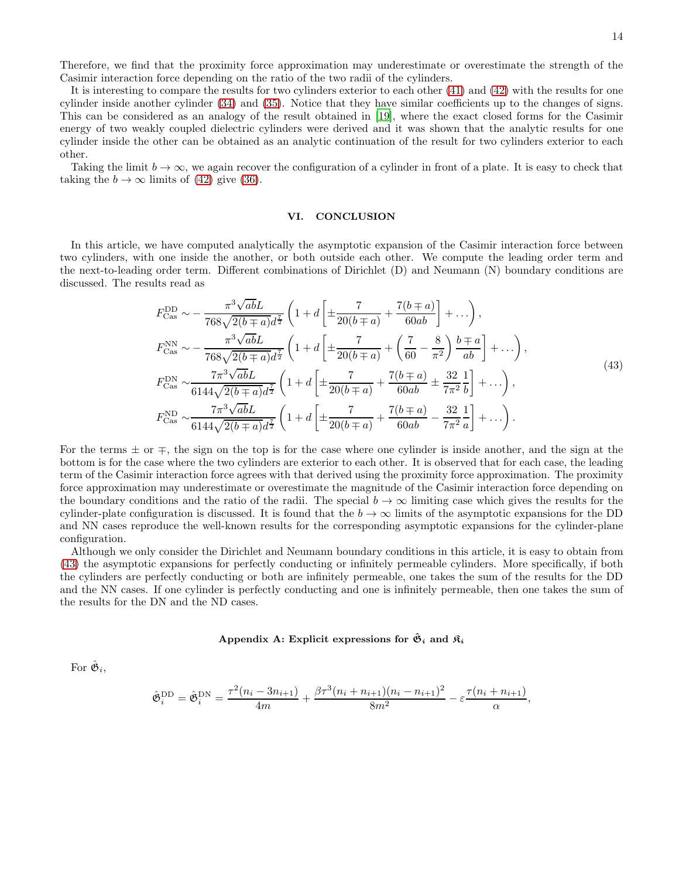Therefore, we find that the proximity force approximation may underestimate or overestimate the strength of the Casimir interaction force depending on the ratio of the two radii of the cylinders.

It is interesting to compare the results for two cylinders exterior to each other (41) and (42) with the results for one cylinder inside another cylinder (34) and (35). Notice that they have similar coefficients up to the changes of signs. This can be considered as an analogy of the result obtained in [19], where the exact closed forms for the Casimir energy of two weakly coupled dielectric cylinders were derived and it was shown that the analytic results for one cylinder inside the other can be obtained as an analytic continuation of the result for two cylinders exterior to each other.

Taking the limit $b \to \infty$, we again recover the configuration of a cylinder in front of a plate. It is easy to check that taking the $b \to \infty$ limits of (42) give (36).

## VI. CONCLUSION

In this article, we have computed analytically the asymptotic expansion of the Casimir interaction force between two cylinders, with one inside the another, or both outside each other. We compute the leading order term and the next-to-leading order term. Different combinations of Dirichlet (D) and Neumann (N) boundary conditions are discussed. The results read as

$$
\begin{aligned}
F_{\text{Cas}}^{\text{DD}} \sim& -\frac{\pi^3\sqrt{ab}L}{768\sqrt{2(b\mp a)}d^{\frac{7}{2}}}\left(1+d\left[\pm\frac{7}{20(b\mp a)}+\frac{7(b\mp a)}{60ab}\right]+\ldots\right),\\
F_{\text{Cas}}^{\text{NN}} \sim& -\frac{\pi^3\sqrt{ab}L}{768\sqrt{2(b\mp a)}d^{\frac{7}{2}}}\left(1+d\left[\pm\frac{7}{20(b\mp a)}+\left(\frac{7}{60}-\frac{8}{\pi^2}\right)\frac{b\mp a}{ab}\right]+\ldots\right),\\
F_{\text{Cas}}^{\text{DN}} \sim& \frac{7\pi^3\sqrt{ab}L}{6144\sqrt{2(b\mp a)}d^{\frac{7}{2}}}\left(1+d\left[\pm\frac{7}{20(b\mp a)}+\frac{7(b\mp a)}{60ab}\pm\frac{32}{7\pi^2}\frac{1}{b}\right]+\ldots\right),\\
F_{\text{Cas}}^{\text{ND}} \sim& \frac{7\pi^3\sqrt{ab}L}{6144\sqrt{2(b\mp a)}d^{\frac{7}{2}}}\left(1+d\left[\pm\frac{7}{20(b\mp a)}+\frac{7(b\mp a)}{60ab}-\frac{32}{7\pi^2}\frac{1}{a}\right]+\ldots\right).
\end{aligned}
\tag{43}
$$

For the terms $\pm$ or $\mp$, the sign on the top is for the case where one cylinder is inside another, and the sign at the bottom is for the case where the two cylinders are exterior to each other. It is observed that for each case, the leading term of the Casimir interaction force agrees with that derived using the proximity force approximation. The proximity force approximation may underestimate or overestimate the magnitude of the Casimir interaction force depending on the boundary conditions and the ratio of the radii. The special $b \to \infty$ limiting case which gives the results for the cylinder-plate configuration is discussed. It is found that the $b \to \infty$ limits of the asymptotic expansions for the DD and NN cases reproduce the well-known results for the corresponding asymptotic expansions for the cylinder-plane configuration.

Although we only consider the Dirichlet and Neumann boundary conditions in this article, it is easy to obtain from (43) the asymptotic expansions for perfectly conducting or infinitely permeable cylinders. More specifically, if both the cylinders are perfectly conducting or both are infinitely permeable, one takes the sum of the results for the DD and the NN cases. If one cylinder is perfectly conducting and one is infinitely permeable, then one takes the sum of the results for the DN and the ND cases.

### Appendix A: Explicit expressions for $\hat{\mathfrak{G}}_i$ and $\mathfrak{K}_i$

For $\hat{\mathfrak{G}}_i$,

$$
\hat{\mathfrak{G}}_i^{\text{DD}} = \hat{\mathfrak{G}}_i^{\text{DN}} = \frac{\tau^2(n_i-3n_{i+1})}{4m}+\frac{\beta\tau^3(n_i+n_{i+1})(n_i-n_{i+1})^2}{8m^2}-\varepsilon\frac{\tau(n_i+n_{i+1})}{\alpha},
$$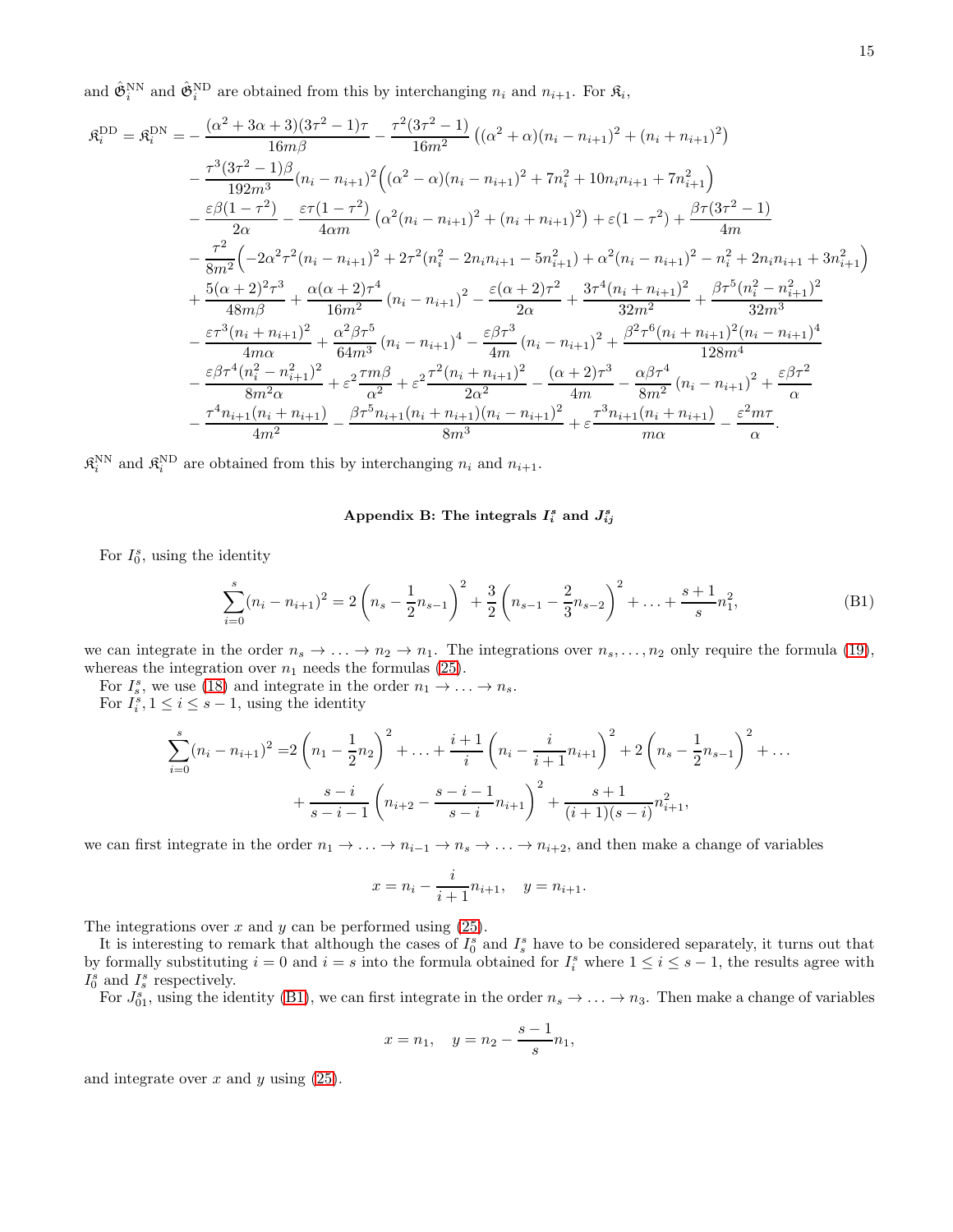and $\hat{\mathfrak{G}}_i^{\mathrm{NN}}$ and $\hat{\mathfrak{G}}_i^{\mathrm{ND}}$ are obtained from this by interchanging $n_i$ and $n_{i+1}$. For $\mathfrak{K}_i$,

$$
\begin{aligned}
\mathfrak{K}_i^{\mathrm{DD}} = \mathfrak{K}_i^{\mathrm{DN}} = &-\frac{(\alpha^2+3\alpha+3)(3\tau^2-1)\tau}{16m\beta} - \frac{\tau^2(3\tau^2-1)}{16m^2}\left((\alpha^2+\alpha)(n_i-n_{i+1})^2+(n_i+n_{i+1})^2\right)\\
&-\frac{\tau^3(3\tau^2-1)\beta}{192m^3}(n_i-n_{i+1})^2\Big((\alpha^2-\alpha)(n_i-n_{i+1})^2+7n_i^2+10n_in_{i+1}+7n_{i+1}^2\Big)\\
&-\frac{\varepsilon\beta(1-\tau^2)}{2\alpha}-\frac{\varepsilon\tau(1-\tau^2)}{4\alpha m}\left(\alpha^2(n_i-n_{i+1})^2+(n_i+n_{i+1})^2\right)+\varepsilon(1-\tau^2)+\frac{\beta\tau(3\tau^2-1)}{4m}\\
&-\frac{\tau^2}{8m^2}\Big(-2\alpha^2\tau^2(n_i-n_{i+1})^2+2\tau^2(n_i^2-2n_in_{i+1}-5n_{i+1}^2)+\alpha^2(n_i-n_{i+1})^2-n_i^2+2n_in_{i+1}+3n_{i+1}^2\Big)\\
&+\frac{5(\alpha+2)^2\tau^3}{48m\beta}+\frac{\alpha(\alpha+2)\tau^4}{16m^2}(n_i-n_{i+1})^2-\frac{\varepsilon(\alpha+2)\tau^2}{2\alpha}+\frac{3\tau^4(n_i+n_{i+1})^2}{32m^2}+\frac{\beta\tau^5(n_i^2-n_{i+1}^2)^2}{32m^3}\\
&-\frac{\varepsilon\tau^3(n_i+n_{i+1})^2}{4m\alpha}+\frac{\alpha^2\beta\tau^5}{64m^3}(n_i-n_{i+1})^4-\frac{\varepsilon\beta\tau^3}{4m}(n_i-n_{i+1})^2+\frac{\beta^2\tau^6(n_i+n_{i+1})^2(n_i-n_{i+1})^4}{128m^4}\\
&-\frac{\varepsilon\beta\tau^4(n_i^2-n_{i+1}^2)^2}{8m^2\alpha}+\varepsilon^2\frac{\tau m\beta}{\alpha^2}+\varepsilon^2\frac{\tau^2(n_i+n_{i+1})^2}{2\alpha^2}-\frac{(\alpha+2)\tau^3}{4m}-\frac{\alpha\beta\tau^4}{8m^2}(n_i-n_{i+1})^2+\frac{\varepsilon\beta\tau^2}{\alpha}\\
&-\frac{\tau^4 n_{i+1}(n_i+n_{i+1})}{4m^2}-\frac{\beta\tau^5 n_{i+1}(n_i+n_{i+1})(n_i-n_{i+1})^2}{8m^3}+\varepsilon\frac{\tau^3 n_{i+1}(n_i+n_{i+1})}{m\alpha}-\frac{\varepsilon^2 m\tau}{\alpha}.
\end{aligned}
$$

$\mathfrak{K}_i^{\mathrm{NN}}$ and $\mathfrak{K}_i^{\mathrm{ND}}$ are obtained from this by interchanging $n_i$ and $n_{i+1}$.

## Appendix B: The integrals $I_i^s$ and $J_{ij}^s$

For $I_0^s$, using the identity

$$\sum_{i=0}^{s}(n_i-n_{i+1})^2 = 2\left(n_s-\frac{1}{2}n_{s-1}\right)^2+\frac{3}{2}\left(n_{s-1}-\frac{2}{3}n_{s-2}\right)^2+\ldots+\frac{s+1}{s}n_1^2, \tag{B1}$$

we can integrate in the order $n_s\to\ldots\to n_2\to n_1$. The integrations over $n_s,\ldots,n_2$ only require the formula (19), whereas the integration over $n_1$ needs the formulas (25).

For $I_s^s$, we use (18) and integrate in the order $n_1\to\ldots\to n_s$.

For $I_i^s, 1\le i\le s-1$, using the identity

$$
\begin{aligned}
\sum_{i=0}^{s}(n_i-n_{i+1})^2 =&2\left(n_1-\frac{1}{2}n_2\right)^2+\ldots+\frac{i+1}{i}\left(n_i-\frac{i}{i+1}n_{i+1}\right)^2+2\left(n_s-\frac{1}{2}n_{s-1}\right)^2+\ldots\\
&+\frac{s-i}{s-i-1}\left(n_{i+2}-\frac{s-i-1}{s-i}n_{i+1}\right)^2+\frac{s+1}{(i+1)(s-i)}n_{i+1}^2,
\end{aligned}
$$

we can first integrate in the order $n_1\to\ldots\to n_{i-1}\to n_s\to\ldots\to n_{i+2}$, and then make a change of variables

$$x=n_i-\frac{i}{i+1}n_{i+1},\quad y=n_{i+1}.$$

The integrations over $x$ and $y$ can be performed using (25).

It is interesting to remark that although the cases of $I_0^s$ and $I_s^s$ have to be considered separately, it turns out that by formally substituting $i=0$ and $i=s$ into the formula obtained for $I_i^s$ where $1\le i\le s-1$, the results agree with $I_0^s$ and $I_s^s$ respectively.

For $J_{01}^s$, using the identity (B1), we can first integrate in the order $n_s\to\ldots\to n_3$. Then make a change of variables

$$x=n_1,\quad y=n_2-\frac{s-1}{s}n_1,$$

and integrate over $x$ and $y$ using (25).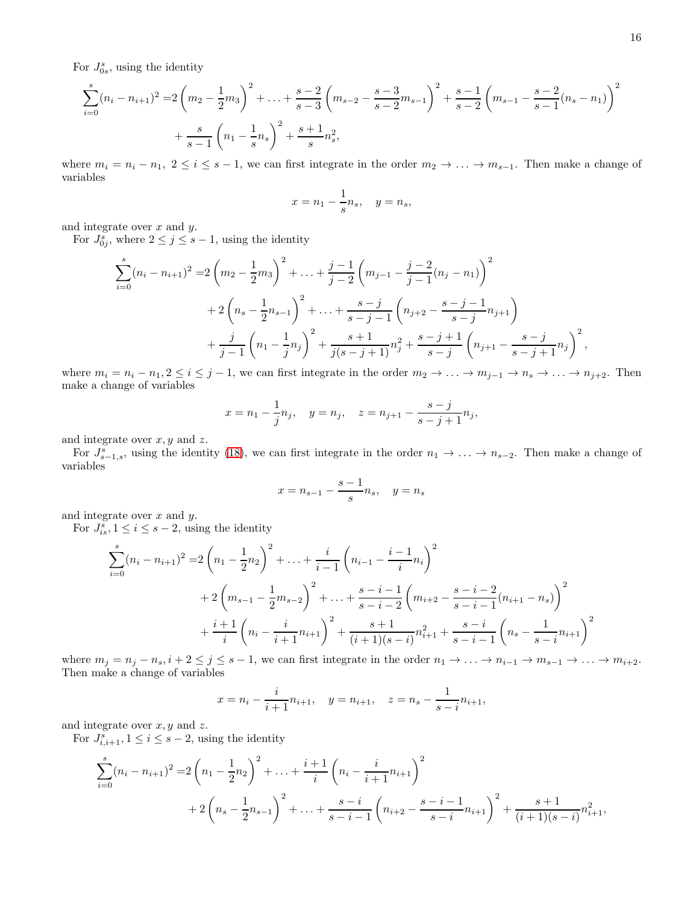For $J_{0s}^s$, using the identity

$$
\begin{aligned}
\sum_{i=0}^{s}(n_i - n_{i+1})^2 =& 2\left(m_2 - \frac{1}{2}m_3\right)^2 + \ldots + \frac{s-2}{s-3}\left(m_{s-2} - \frac{s-3}{s-2}m_{s-1}\right)^2 + \frac{s-1}{s-2}\left(m_{s-1} - \frac{s-2}{s-1}(n_s - n_1)\right)^2 \\
&+ \frac{s}{s-1}\left(n_1 - \frac{1}{s}n_s\right)^2 + \frac{s+1}{s}n_s^2,
\end{aligned}
$$

where $m_i = n_i - n_1,\ 2 \le i \le s-1$, we can first integrate in the order $m_2 \to \ldots \to m_{s-1}$. Then make a change of variables

$$
x = n_1 - \frac{1}{s}n_s, \quad y = n_s,
$$

and integrate over $x$ and $y$.

For $J_{0j}^s$, where $2 \le j \le s-1$, using the identity

$$
\begin{aligned}
\sum_{i=0}^{s}(n_i - n_{i+1})^2 =& 2\left(m_2 - \frac{1}{2}m_3\right)^2 + \ldots + \frac{j-1}{j-2}\left(m_{j-1} - \frac{j-2}{j-1}(n_j - n_1)\right)^2 \\
&+ 2\left(n_s - \frac{1}{2}n_{s-1}\right)^2 + \ldots + \frac{s-j}{s-j-1}\left(n_{j+2} - \frac{s-j-1}{s-j}n_{j+1}\right) \\
&+ \frac{j}{j-1}\left(n_1 - \frac{1}{j}n_j\right)^2 + \frac{s+1}{j(s-j+1)}n_j^2 + \frac{s-j+1}{s-j}\left(n_{j+1} - \frac{s-j}{s-j+1}n_j\right)^2,
\end{aligned}
$$

where $m_i = n_i - n_1, 2 \le i \le j-1$, we can first integrate in the order $m_2 \to \ldots \to m_{j-1} \to n_s \to \ldots \to n_{j+2}$. Then make a change of variables

$$
x = n_1 - \frac{1}{j}n_j, \quad y = n_j, \quad z = n_{j+1} - \frac{s-j}{s-j+1}n_j,
$$

and integrate over $x, y$ and $z$.

For $J_{s-1,s}^s$, using the identity (18), we can first integrate in the order $n_1 \to \ldots \to n_{s-2}$. Then make a change of variables

$$
x = n_{s-1} - \frac{s-1}{s}n_s, \quad y = n_s
$$

and integrate over $x$ and $y$.

For $J_{is}^s, 1 \le i \le s-2$, using the identity

$$
\begin{aligned}
\sum_{i=0}^{s}(n_i - n_{i+1})^2 =& 2\left(n_1 - \frac{1}{2}n_2\right)^2 + \ldots + \frac{i}{i-1}\left(n_{i-1} - \frac{i-1}{i}n_i\right)^2 \\
&+ 2\left(m_{s-1} - \frac{1}{2}m_{s-2}\right)^2 + \ldots + \frac{s-i-1}{s-i-2}\left(m_{i+2} - \frac{s-i-2}{s-i-1}(n_{i+1} - n_s)\right)^2 \\
&+ \frac{i+1}{i}\left(n_i - \frac{i}{i+1}n_{i+1}\right)^2 + \frac{s+1}{(i+1)(s-i)}n_{i+1}^2 + \frac{s-i}{s-i-1}\left(n_s - \frac{1}{s-i}n_{i+1}\right)^2
\end{aligned}
$$

where $m_j = n_j - n_s, i+2 \le j \le s-1$, we can first integrate in the order $n_1 \to \ldots \to n_{i-1} \to m_{s-1} \to \ldots \to m_{i+2}$. Then make a change of variables

$$
x = n_i - \frac{i}{i+1}n_{i+1}, \quad y = n_{i+1}, \quad z = n_s - \frac{1}{s-i}n_{i+1},
$$

and integrate over $x, y$ and $z$.

For $J_{i,i+1}^s, 1 \le i \le s-2$, using the identity

$$
\begin{aligned}
\sum_{i=0}^{s}(n_i - n_{i+1})^2 =& 2\left(n_1 - \frac{1}{2}n_2\right)^2 + \ldots + \frac{i+1}{i}\left(n_i - \frac{i}{i+1}n_{i+1}\right)^2 \\
&+ 2\left(n_s - \frac{1}{2}n_{s-1}\right)^2 + \ldots + \frac{s-i}{s-i-1}\left(n_{i+2} - \frac{s-i-1}{s-i}n_{i+1}\right)^2 + \frac{s+1}{(i+1)(s-i)}n_{i+1}^2,
\end{aligned}
$$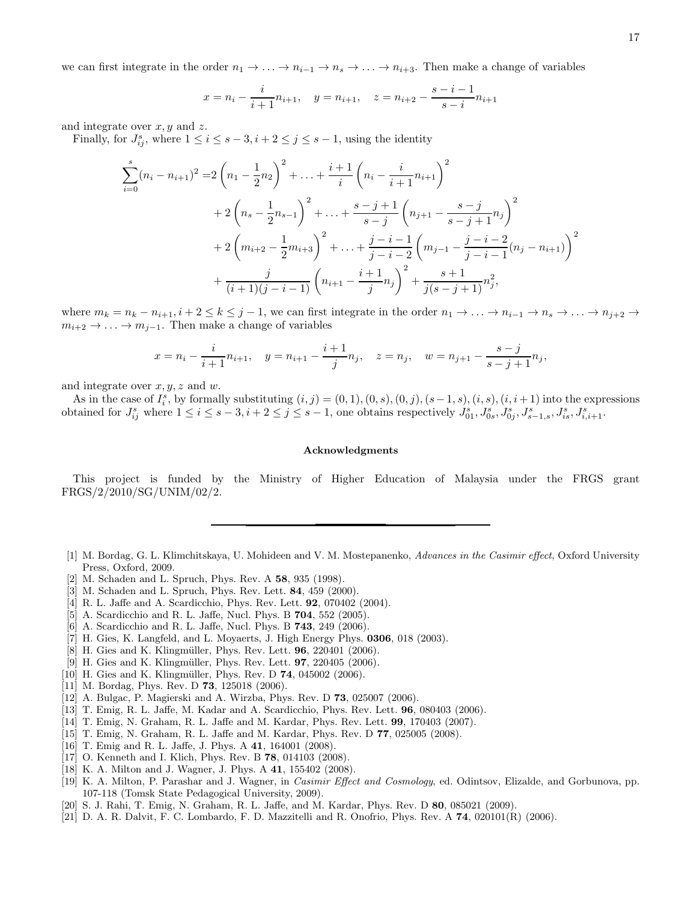we can first integrate in the order $n_1 \to \ldots \to n_{i-1} \to n_s \to \ldots \to n_{i+3}$. Then make a change of variables

$$x = n_i - \frac{i}{i+1} n_{i+1}, \quad y = n_{i+1}, \quad z = n_{i+2} - \frac{s-i-1}{s-i} n_{i+1}$$

and integrate over $x, y$ and $z$.

Finally, for $J_{ij}^s$, where $1 \leq i \leq s-3, i+2 \leq j \leq s-1$, using the identity

$$\begin{aligned}
\sum_{i=0}^{s} (n_i - n_{i+1})^2 =& 2\left(n_1 - \frac{1}{2}n_2\right)^2 + \ldots + \frac{i+1}{i}\left(n_i - \frac{i}{i+1}n_{i+1}\right)^2 \\
&+ 2\left(n_s - \frac{1}{2}n_{s-1}\right)^2 + \ldots + \frac{s-j+1}{s-j}\left(n_{j+1} - \frac{s-j}{s-j+1}n_j\right)^2 \\
&+ 2\left(m_{i+2} - \frac{1}{2}m_{i+3}\right)^2 + \ldots + \frac{j-i-1}{j-i-2}\left(m_{j-1} - \frac{j-i-2}{j-i-1}(n_j - n_{i+1})\right)^2 \\
&+ \frac{j}{(i+1)(j-i-1)}\left(n_{i+1} - \frac{i+1}{j}n_j\right)^2 + \frac{s+1}{j(s-j+1)}n_j^2,
\end{aligned}$$

where $m_k = n_k - n_{i+1}, i+2 \leq k \leq j-1$, we can first integrate in the order $n_1 \to \ldots \to n_{i-1} \to n_s \to \ldots \to n_{j+2} \to m_{i+2} \to \ldots \to m_{j-1}$. Then make a change of variables

$$x = n_i - \frac{i}{i+1}n_{i+1}, \quad y = n_{i+1} - \frac{i+1}{j}n_j, \quad z = n_j, \quad w = n_{j+1} - \frac{s-j}{s-j+1}n_j,$$

and integrate over $x, y, z$ and $w$.

As in the case of $I_i^s$, by formally substituting $(i,j) = (0,1), (0,s), (0,j), (s-1,s), (i,s), (i,i+1)$ into the expressions obtained for $J_{ij}^s$ where $1 \leq i \leq s-3, i+2 \leq j \leq s-1$, one obtains respectively $J_{01}^s, J_{0s}^s, J_{0j}^s, J_{s-1,s}^s, J_{is}^s, J_{i,i+1}^s$.

## Acknowledgments

This project is funded by the Ministry of Higher Education of Malaysia under the FRGS grant FRGS/2/2010/SG/UNIM/02/2.

---

[1] M. Bordag, G. L. Klimchitskaya, U. Mohideen and V. M. Mostepanenko, *Advances in the Casimir effect*, Oxford University Press, Oxford, 2009.
[2] M. Schaden and L. Spruch, Phys. Rev. A **58**, 935 (1998).
[3] M. Schaden and L. Spruch, Phys. Rev. Lett. **84**, 459 (2000).
[4] R. L. Jaffe and A. Scardicchio, Phys. Rev. Lett. **92**, 070402 (2004).
[5] A. Scardicchio and R. L. Jaffe, Nucl. Phys. B **704**, 552 (2005).
[6] A. Scardicchio and R. L. Jaffe, Nucl. Phys. B **743**, 249 (2006).
[7] H. Gies, K. Langfeld, and L. Moyaerts, J. High Energy Phys. **0306**, 018 (2003).
[8] H. Gies and K. Klingmüller, Phys. Rev. Lett. **96**, 220401 (2006).
[9] H. Gies and K. Klingmüller, Phys. Rev. Lett. **97**, 220405 (2006).
[10] H. Gies and K. Klingmüller, Phys. Rev. D **74**, 045002 (2006).
[11] M. Bordag, Phys. Rev. D **73**, 125018 (2006).
[12] A. Bulgac, P. Magierski and A. Wirzba, Phys. Rev. D **73**, 025007 (2006).
[13] T. Emig, R. L. Jaffe, M. Kadar and A. Scardicchio, Phys. Rev. Lett. **96**, 080403 (2006).
[14] T. Emig, N. Graham, R. L. Jaffe and M. Kardar, Phys. Rev. Lett. **99**, 170403 (2007).
[15] T. Emig, N. Graham, R. L. Jaffe and M. Kardar, Phys. Rev. D **77**, 025005 (2008).
[16] T. Emig and R. L. Jaffe, J. Phys. A **41**, 164001 (2008).
[17] O. Kenneth and I. Klich, Phys. Rev. B **78**, 014103 (2008).
[18] K. A. Milton and J. Wagner, J. Phys. A **41**, 155402 (2008).
[19] K. A. Milton, P. Parashar and J. Wagner, in *Casimir Effect and Cosmology*, ed. Odintsov, Elizalde, and Gorbunova, pp. 107-118 (Tomsk State Pedagogical University, 2009).
[20] S. J. Rahi, T. Emig, N. Graham, R. L. Jaffe, and M. Kardar, Phys. Rev. D **80**, 085021 (2009).
[21] D. A. R. Dalvit, F. C. Lombardo, F. D. Mazzitelli and R. Onofrio, Phys. Rev. A **74**, 020101(R) (2006).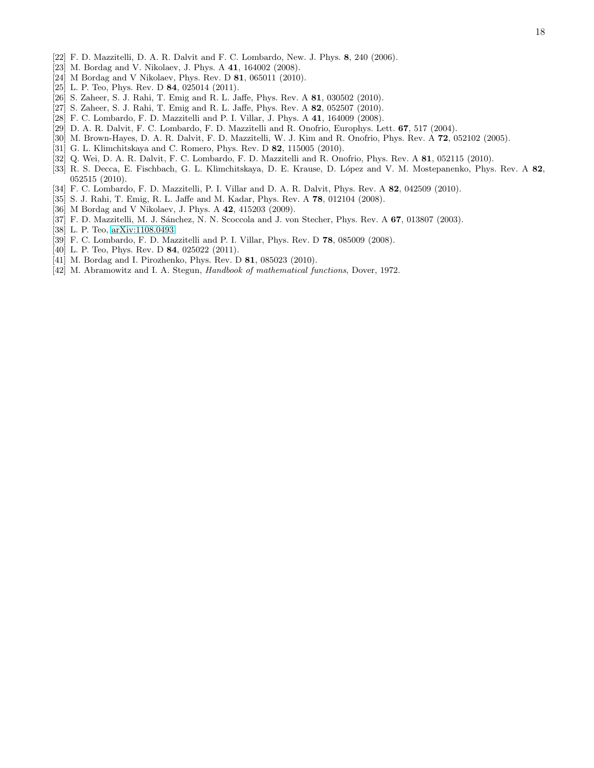[22] F. D. Mazzitelli, D. A. R. Dalvit and F. C. Lombardo, New. J. Phys. **8**, 240 (2006).
[23] M. Bordag and V. Nikolaev, J. Phys. A **41**, 164002 (2008).
[24] M Bordag and V Nikolaev, Phys. Rev. D **81**, 065011 (2010).
[25] L. P. Teo, Phys. Rev. D **84**, 025014 (2011).
[26] S. Zaheer, S. J. Rahi, T. Emig and R. L. Jaffe, Phys. Rev. A **81**, 030502 (2010).
[27] S. Zaheer, S. J. Rahi, T. Emig and R. L. Jaffe, Phys. Rev. A **82**, 052507 (2010).
[28] F. C. Lombardo, F. D. Mazzitelli and P. I. Villar, J. Phys. A **41**, 164009 (2008).
[29] D. A. R. Dalvit, F. C. Lombardo, F. D. Mazzitelli and R. Onofrio, Europhys. Lett. **67**, 517 (2004).
[30] M. Brown-Hayes, D. A. R. Dalvit, F. D. Mazzitelli, W. J. Kim and R. Onofrio, Phys. Rev. A **72**, 052102 (2005).
[31] G. L. Klimchitskaya and C. Romero, Phys. Rev. D **82**, 115005 (2010).
[32] Q. Wei, D. A. R. Dalvit, F. C. Lombardo, F. D. Mazzitelli and R. Onofrio, Phys. Rev. A **81**, 052115 (2010).
[33] R. S. Decca, E. Fischbach, G. L. Klimchitskaya, D. E. Krause, D. López and V. M. Mostepanenko, Phys. Rev. A **82**, 052515 (2010).
[34] F. C. Lombardo, F. D. Mazzitelli, P. I. Villar and D. A. R. Dalvit, Phys. Rev. A **82**, 042509 (2010).
[35] S. J. Rahi, T. Emig, R. L. Jaffe and M. Kadar, Phys. Rev. A **78**, 012104 (2008).
[36] M Bordag and V Nikolaev, J. Phys. A **42**, 415203 (2009).
[37] F. D. Mazzitelli, M. J. Sánchez, N. N. Scoccola and J. von Stecher, Phys. Rev. A **67**, 013807 (2003).
[38] L. P. Teo, arXiv:1108.0493
[39] F. C. Lombardo, F. D. Mazzitelli and P. I. Villar, Phys. Rev. D **78**, 085009 (2008).
[40] L. P. Teo, Phys. Rev. D **84**, 025022 (2011).
[41] M. Bordag and I. Pirozhenko, Phys. Rev. D **81**, 085023 (2010).
[42] M. Abramowitz and I. A. Stegun, *Handbook of mathematical functions*, Dover, 1972.